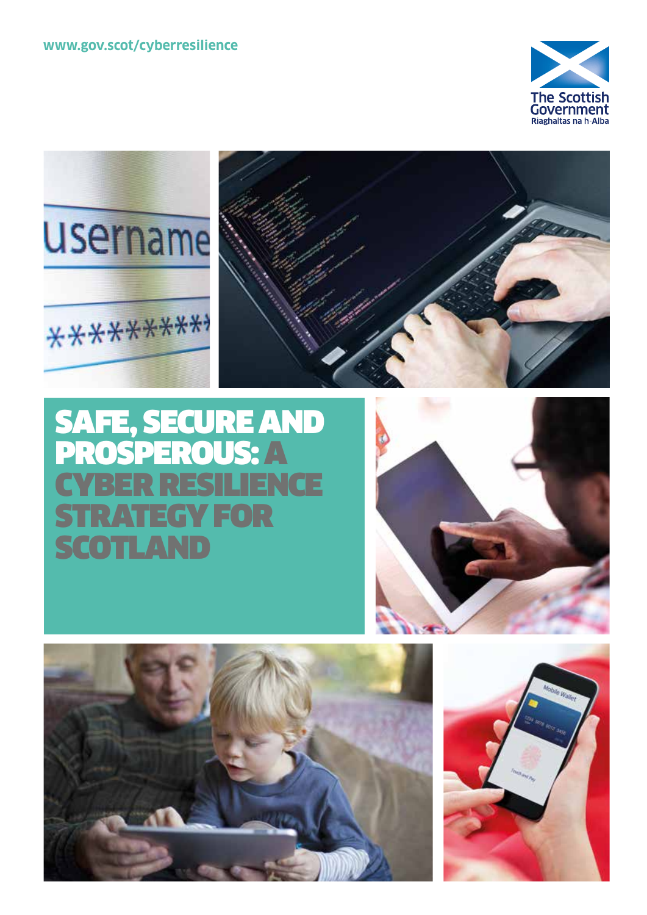www.gov.scot/cyberresilience

The Scottish Government
Riaghaltas na h-Alba

# SAFE, SECURE AND PROSPEROUS: A CYBER RESILIENCE STRATEGY FOR SCOTLAND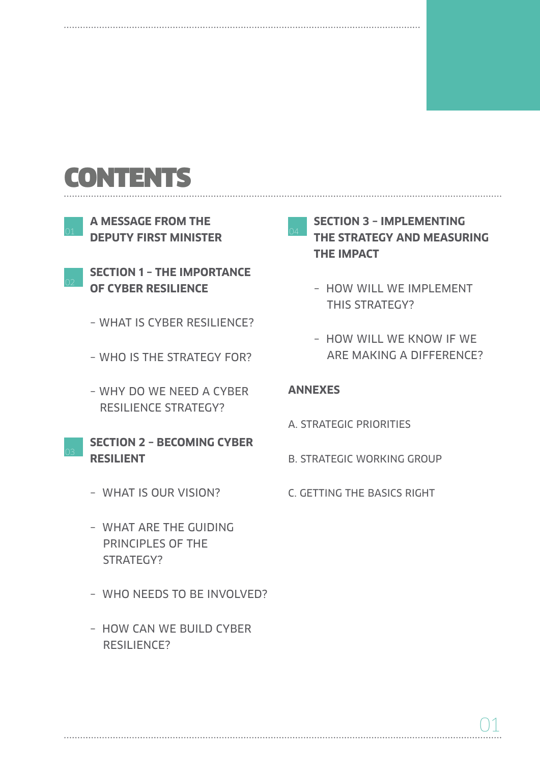# CONTENTS

01 **A MESSAGE FROM THE DEPUTY FIRST MINISTER**

02 **SECTION 1 – THE IMPORTANCE OF CYBER RESILIENCE**

- WHAT IS CYBER RESILIENCE?
- WHO IS THE STRATEGY FOR?
- WHY DO WE NEED A CYBER RESILIENCE STRATEGY?

03 **SECTION 2 – BECOMING CYBER RESILIENT**

- WHAT IS OUR VISION?
- WHAT ARE THE GUIDING PRINCIPLES OF THE STRATEGY?
- WHO NEEDS TO BE INVOLVED?
- HOW CAN WE BUILD CYBER RESILIENCE?

04 **SECTION 3 – IMPLEMENTING THE STRATEGY AND MEASURING THE IMPACT**

- HOW WILL WE IMPLEMENT THIS STRATEGY?
- HOW WILL WE KNOW IF WE ARE MAKING A DIFFERENCE?

**ANNEXES**

A. STRATEGIC PRIORITIES

B. STRATEGIC WORKING GROUP

C. GETTING THE BASICS RIGHT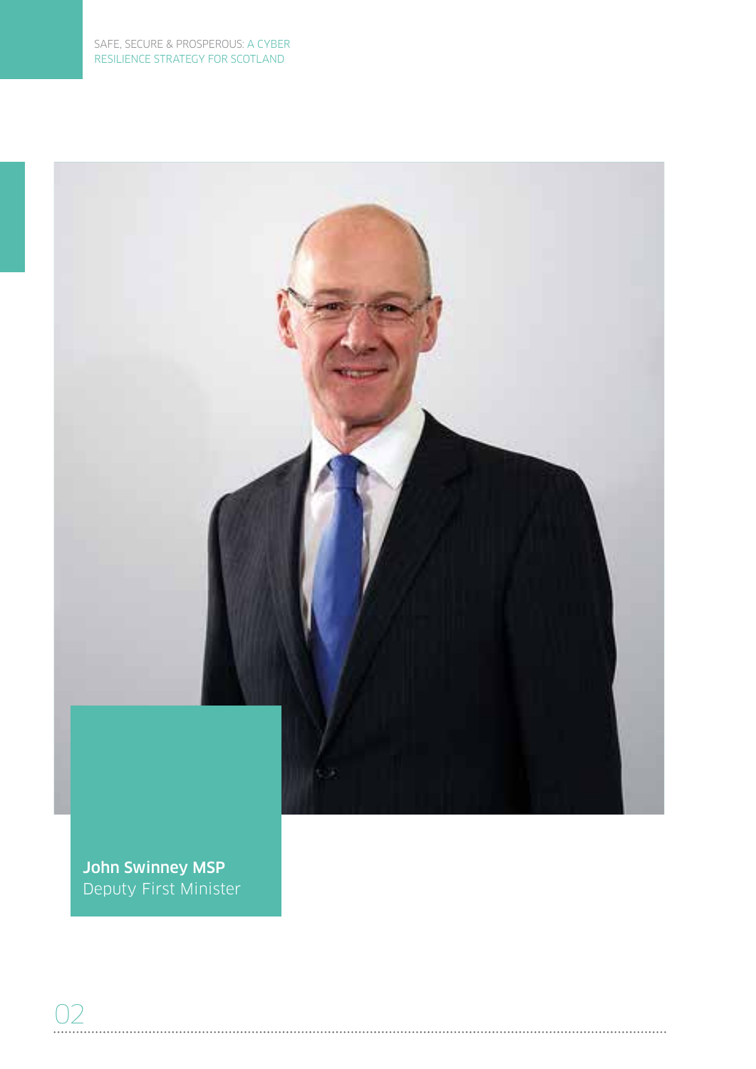**John Swinney MSP**
Deputy First Minister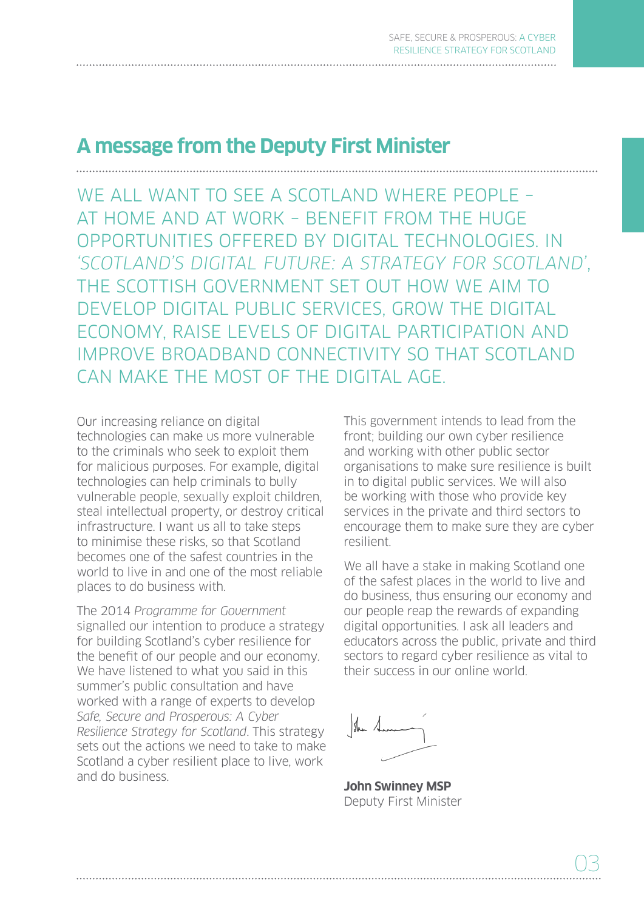## A message from the Deputy First Minister

WE ALL WANT TO SEE A SCOTLAND WHERE PEOPLE – AT HOME AND AT WORK – BENEFIT FROM THE HUGE OPPORTUNITIES OFFERED BY DIGITAL TECHNOLOGIES. IN *'SCOTLAND'S DIGITAL FUTURE: A STRATEGY FOR SCOTLAND'*, THE SCOTTISH GOVERNMENT SET OUT HOW WE AIM TO DEVELOP DIGITAL PUBLIC SERVICES, GROW THE DIGITAL ECONOMY, RAISE LEVELS OF DIGITAL PARTICIPATION AND IMPROVE BROADBAND CONNECTIVITY SO THAT SCOTLAND CAN MAKE THE MOST OF THE DIGITAL AGE.

Our increasing reliance on digital technologies can make us more vulnerable to the criminals who seek to exploit them for malicious purposes. For example, digital technologies can help criminals to bully vulnerable people, sexually exploit children, steal intellectual property, or destroy critical infrastructure. I want us all to take steps to minimise these risks, so that Scotland becomes one of the safest countries in the world to live in and one of the most reliable places to do business with.

The 2014 *Programme for Government* signalled our intention to produce a strategy for building Scotland's cyber resilience for the benefit of our people and our economy. We have listened to what you said in this summer's public consultation and have worked with a range of experts to develop *Safe, Secure and Prosperous: A Cyber Resilience Strategy for Scotland*. This strategy sets out the actions we need to take to make Scotland a cyber resilient place to live, work and do business.

This government intends to lead from the front; building our own cyber resilience and working with other public sector organisations to make sure resilience is built in to digital public services. We will also be working with those who provide key services in the private and third sectors to encourage them to make sure they are cyber resilient.

We all have a stake in making Scotland one of the safest places in the world to live and do business, thus ensuring our economy and our people reap the rewards of expanding digital opportunities. I ask all leaders and educators across the public, private and third sectors to regard cyber resilience as vital to their success in our online world.

**John Swinney MSP**
Deputy First Minister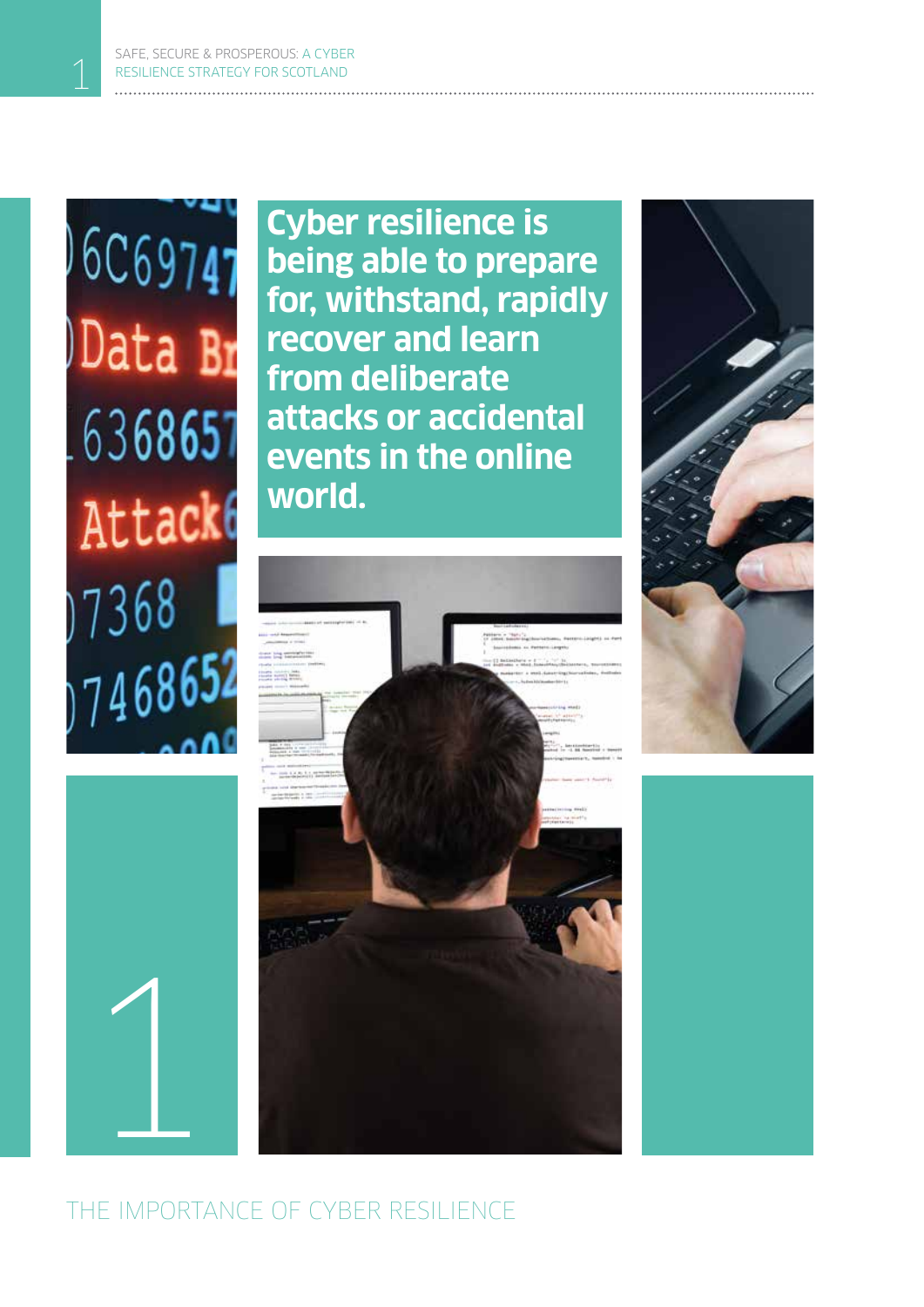# 1

## THE IMPORTANCE OF CYBER RESILIENCE

**Cyber resilience is being able to prepare for, withstand, rapidly recover and learn from deliberate attacks or accidental events in the online world.**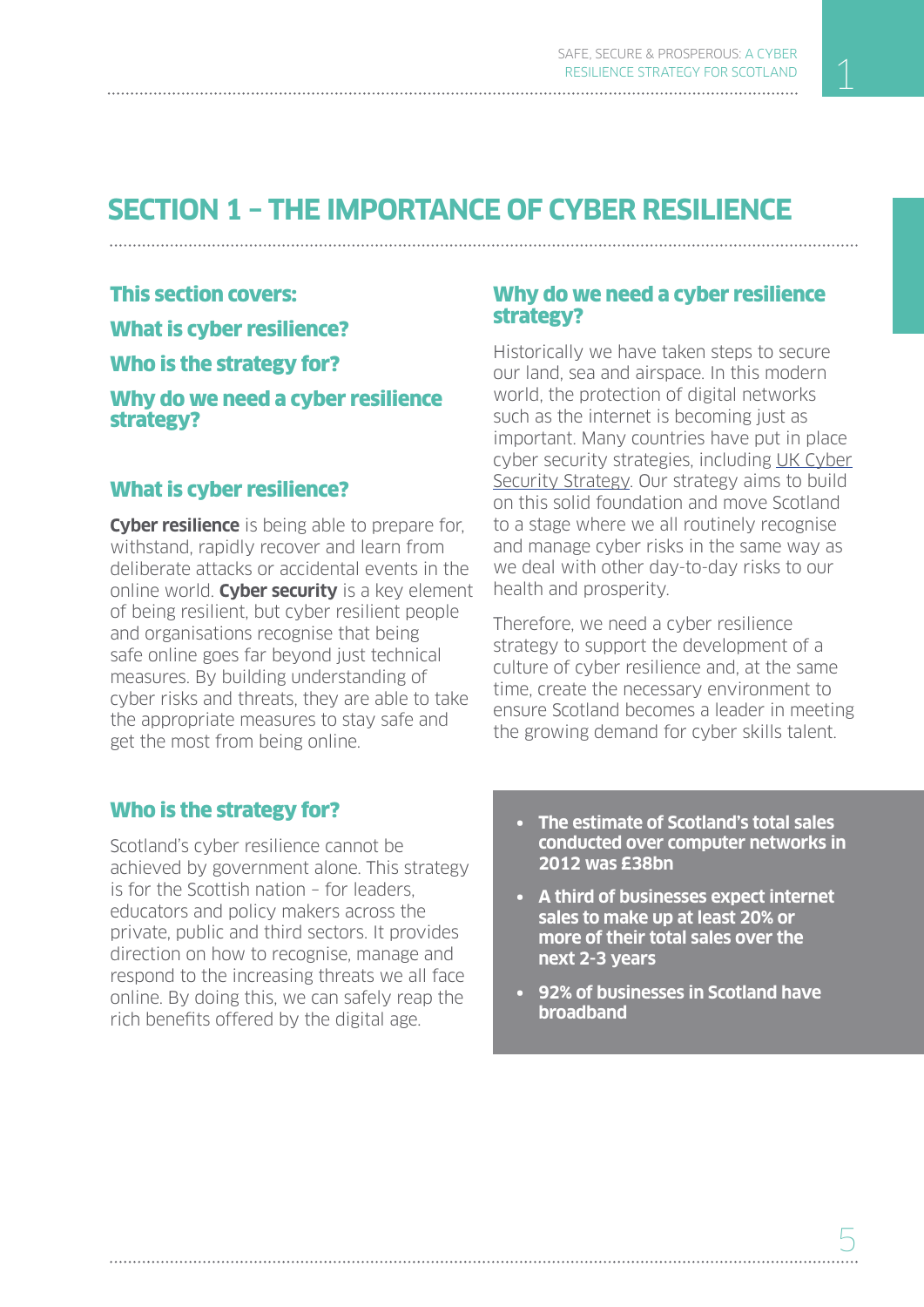# SECTION 1 – THE IMPORTANCE OF CYBER RESILIENCE

**This section covers:**

**What is cyber resilience?**

**Who is the strategy for?**

**Why do we need a cyber resilience strategy?**

## What is cyber resilience?

**Cyber resilience** is being able to prepare for, withstand, rapidly recover and learn from deliberate attacks or accidental events in the online world. **Cyber security** is a key element of being resilient, but cyber resilient people and organisations recognise that being safe online goes far beyond just technical measures. By building understanding of cyber risks and threats, they are able to take the appropriate measures to stay safe and get the most from being online.

## Who is the strategy for?

Scotland's cyber resilience cannot be achieved by government alone. This strategy is for the Scottish nation – for leaders, educators and policy makers across the private, public and third sectors. It provides direction on how to recognise, manage and respond to the increasing threats we all face online. By doing this, we can safely reap the rich benefits offered by the digital age.

## Why do we need a cyber resilience strategy?

Historically we have taken steps to secure our land, sea and airspace. In this modern world, the protection of digital networks such as the internet is becoming just as important. Many countries have put in place cyber security strategies, including UK Cyber Security Strategy. Our strategy aims to build on this solid foundation and move Scotland to a stage where we all routinely recognise and manage cyber risks in the same way as we deal with other day-to-day risks to our health and prosperity.

Therefore, we need a cyber resilience strategy to support the development of a culture of cyber resilience and, at the same time, create the necessary environment to ensure Scotland becomes a leader in meeting the growing demand for cyber skills talent.

- **The estimate of Scotland's total sales conducted over computer networks in 2012 was £38bn**
- **A third of businesses expect internet sales to make up at least 20% or more of their total sales over the next 2-3 years**
- **92% of businesses in Scotland have broadband**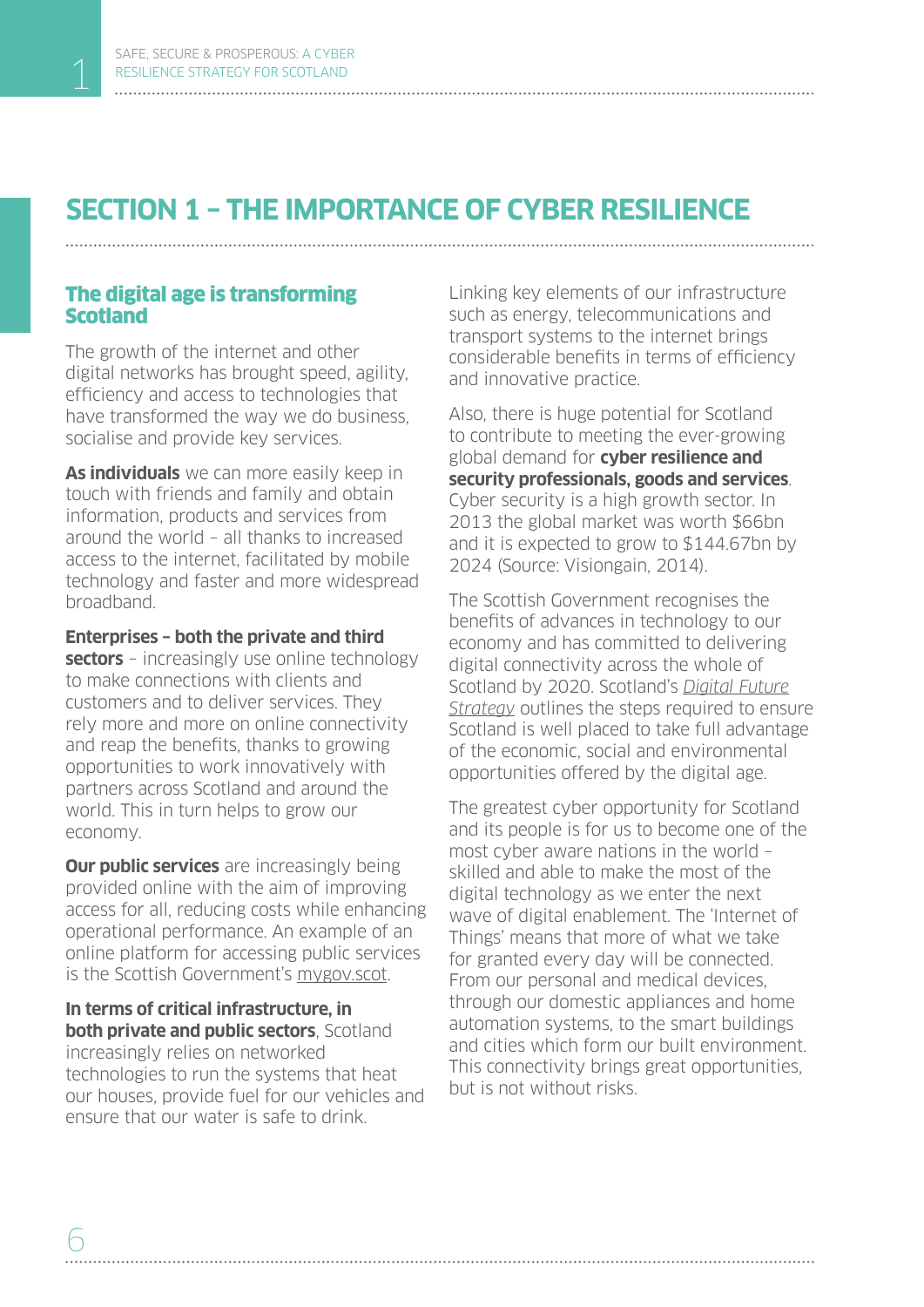# SECTION 1 – THE IMPORTANCE OF CYBER RESILIENCE

## The digital age is transforming Scotland

The growth of the internet and other digital networks has brought speed, agility, efficiency and access to technologies that have transformed the way we do business, socialise and provide key services.

**As individuals** we can more easily keep in touch with friends and family and obtain information, products and services from around the world – all thanks to increased access to the internet, facilitated by mobile technology and faster and more widespread broadband.

**Enterprises – both the private and third sectors** – increasingly use online technology to make connections with clients and customers and to deliver services. They rely more and more on online connectivity and reap the benefits, thanks to growing opportunities to work innovatively with partners across Scotland and around the world. This in turn helps to grow our economy.

**Our public services** are increasingly being provided online with the aim of improving access for all, reducing costs while enhancing operational performance. An example of an online platform for accessing public services is the Scottish Government's mygov.scot.

**In terms of critical infrastructure, in both private and public sectors**, Scotland increasingly relies on networked technologies to run the systems that heat our houses, provide fuel for our vehicles and ensure that our water is safe to drink.

Linking key elements of our infrastructure such as energy, telecommunications and transport systems to the internet brings considerable benefits in terms of efficiency and innovative practice.

Also, there is huge potential for Scotland to contribute to meeting the ever-growing global demand for **cyber resilience and security professionals, goods and services**. Cyber security is a high growth sector. In 2013 the global market was worth $66bn and it is expected to grow to $144.67bn by 2024 (Source: Visiongain, 2014).

The Scottish Government recognises the benefits of advances in technology to our economy and has committed to delivering digital connectivity across the whole of Scotland by 2020. Scotland's *Digital Future Strategy* outlines the steps required to ensure Scotland is well placed to take full advantage of the economic, social and environmental opportunities offered by the digital age.

The greatest cyber opportunity for Scotland and its people is for us to become one of the most cyber aware nations in the world – skilled and able to make the most of the digital technology as we enter the next wave of digital enablement. The 'Internet of Things' means that more of what we take for granted every day will be connected. From our personal and medical devices, through our domestic appliances and home automation systems, to the smart buildings and cities which form our built environment. This connectivity brings great opportunities, but is not without risks.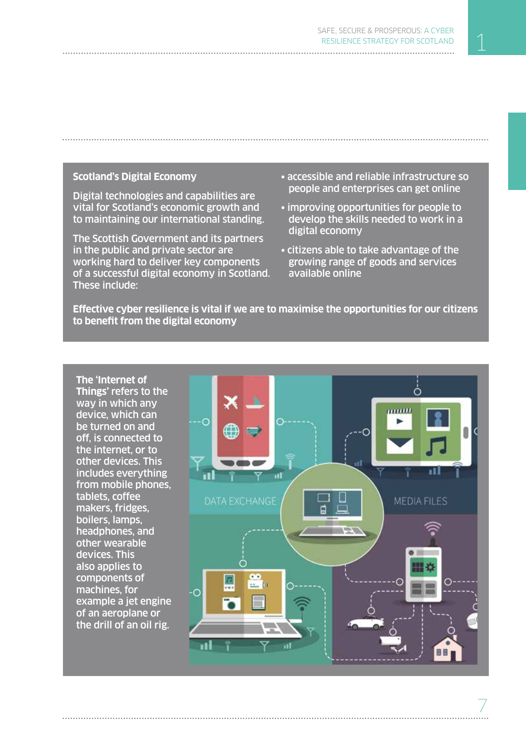## Scotland's Digital Economy

Digital technologies and capabilities are vital for Scotland's economic growth and to maintaining our international standing.

The Scottish Government and its partners in the public and private sector are working hard to deliver key components of a successful digital economy in Scotland. These include:

- accessible and reliable infrastructure so people and enterprises can get online
- improving opportunities for people to develop the skills needed to work in a digital economy
- citizens able to take advantage of the growing range of goods and services available online

**Effective cyber resilience is vital if we are to maximise the opportunities for our citizens to benefit from the digital economy**

**The 'Internet of Things'** refers to the way in which any device, which can be turned on and off, is connected to the internet, or to other devices. This includes everything from mobile phones, tablets, coffee makers, fridges, boilers, lamps, headphones, and other wearable devices. This also applies to components of machines, for example a jet engine of an aeroplane or the drill of an oil rig.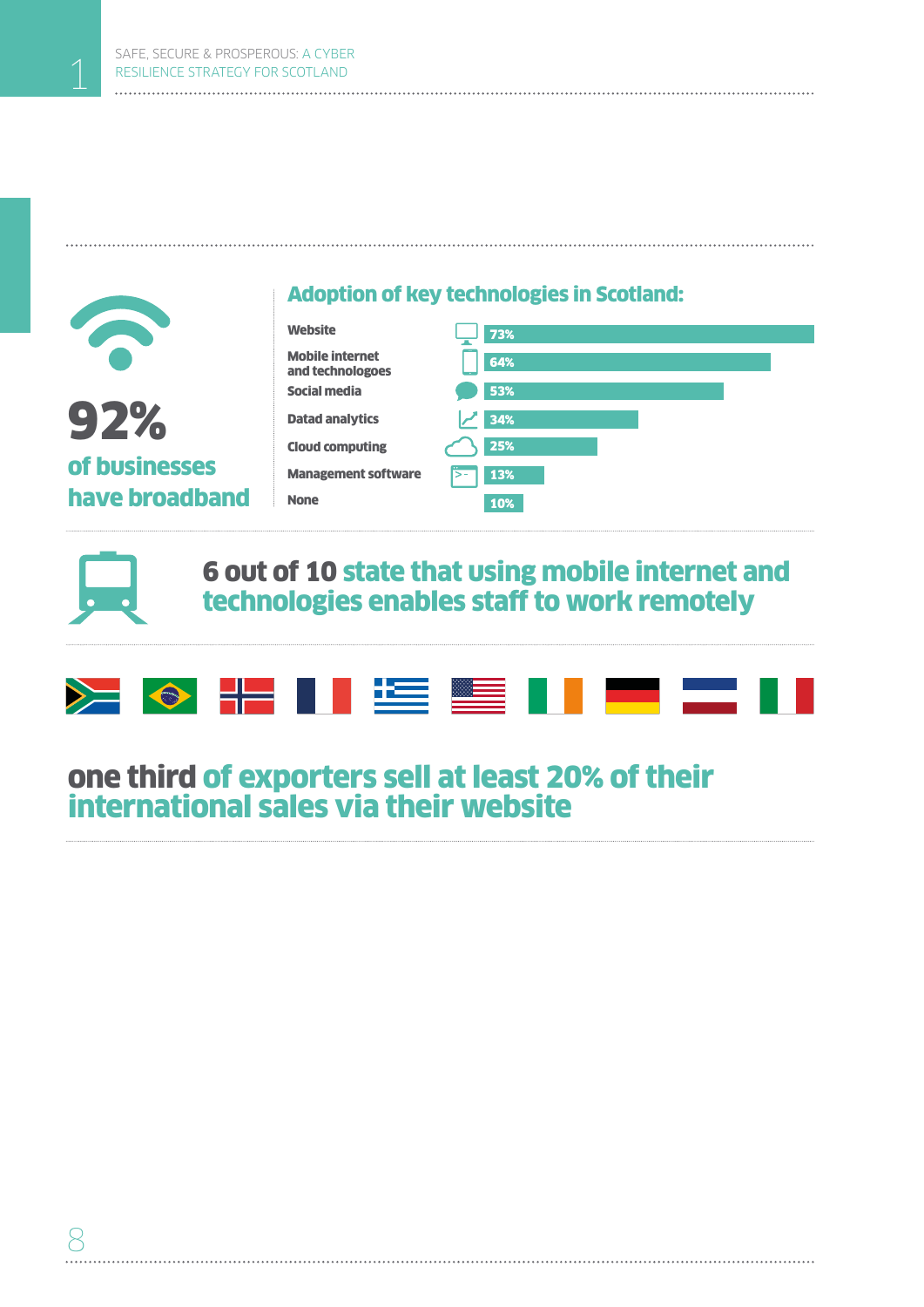**92%**
**of businesses have broadband**

## Adoption of key technologies in Scotland:

| Technology | Adoption |
| --- | --- |
| Website | 73% |
| Mobile internet and technologoes | 64% |
| Social media | 53% |
| Datad analytics | 34% |
| Cloud computing | 25% |
| Management software | 13% |
| None | 10% |

**6 out of 10 state that using mobile internet and technologies enables staff to work remotely**

**one third of exporters sell at least 20% of their international sales via their website**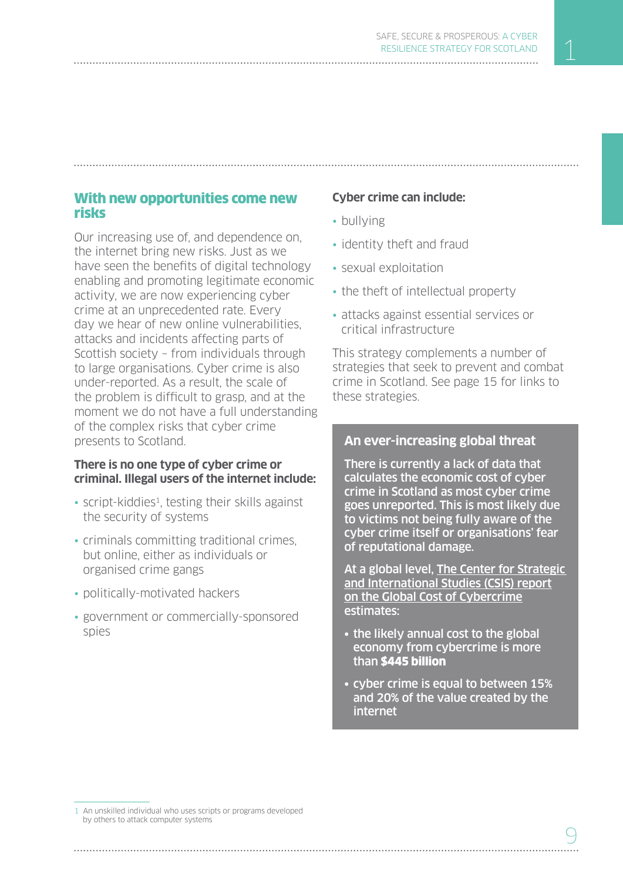## With new opportunities come new risks

Our increasing use of, and dependence on, the internet bring new risks. Just as we have seen the benefits of digital technology enabling and promoting legitimate economic activity, we are now experiencing cyber crime at an unprecedented rate. Every day we hear of new online vulnerabilities, attacks and incidents affecting parts of Scottish society – from individuals through to large organisations. Cyber crime is also under-reported. As a result, the scale of the problem is difficult to grasp, and at the moment we do not have a full understanding of the complex risks that cyber crime presents to Scotland.

**There is no one type of cyber crime or criminal. Illegal users of the internet include:**

- script-kiddies[1], testing their skills against the security of systems
- criminals committing traditional crimes, but online, either as individuals or organised crime gangs
- politically-motivated hackers
- government or commercially-sponsored spies

**Cyber crime can include:**

- bullying
- identity theft and fraud
- sexual exploitation
- the theft of intellectual property
- attacks against essential services or critical infrastructure

This strategy complements a number of strategies that seek to prevent and combat crime in Scotland. See page 15 for links to these strategies.

### An ever-increasing global threat

There is currently a lack of data that calculates the economic cost of cyber crime in Scotland as most cyber crime goes unreported. This is most likely due to victims not being fully aware of the cyber crime itself or organisations' fear of reputational damage.

At a global level, The Center for Strategic and International Studies (CSIS) report on the Global Cost of Cybercrime estimates:

- the likely annual cost to the global economy from cybercrime is more than **$445 billion**
- cyber crime is equal to between 15% and 20% of the value created by the internet

1 An unskilled individual who uses scripts or programs developed by others to attack computer systems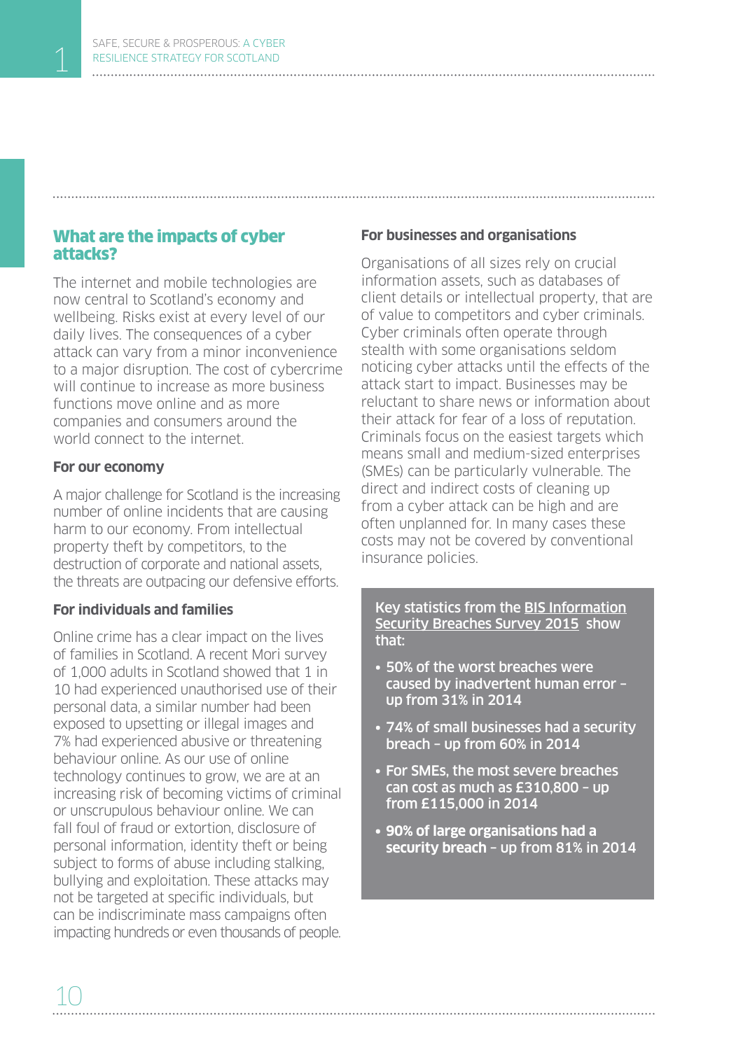## What are the impacts of cyber attacks?

The internet and mobile technologies are now central to Scotland's economy and wellbeing. Risks exist at every level of our daily lives. The consequences of a cyber attack can vary from a minor inconvenience to a major disruption. The cost of cybercrime will continue to increase as more business functions move online and as more companies and consumers around the world connect to the internet.

### For our economy

A major challenge for Scotland is the increasing number of online incidents that are causing harm to our economy. From intellectual property theft by competitors, to the destruction of corporate and national assets, the threats are outpacing our defensive efforts.

### For individuals and families

Online crime has a clear impact on the lives of families in Scotland. A recent Mori survey of 1,000 adults in Scotland showed that 1 in 10 had experienced unauthorised use of their personal data, a similar number had been exposed to upsetting or illegal images and 7% had experienced abusive or threatening behaviour online. As our use of online technology continues to grow, we are at an increasing risk of becoming victims of criminal or unscrupulous behaviour online. We can fall foul of fraud or extortion, disclosure of personal information, identity theft or being subject to forms of abuse including stalking, bullying and exploitation. These attacks may not be targeted at specific individuals, but can be indiscriminate mass campaigns often impacting hundreds or even thousands of people.

### For businesses and organisations

Organisations of all sizes rely on crucial information assets, such as databases of client details or intellectual property, that are of value to competitors and cyber criminals. Cyber criminals often operate through stealth with some organisations seldom noticing cyber attacks until the effects of the attack start to impact. Businesses may be reluctant to share news or information about their attack for fear of a loss of reputation. Criminals focus on the easiest targets which means small and medium-sized enterprises (SMEs) can be particularly vulnerable. The direct and indirect costs of cleaning up from a cyber attack can be high and are often unplanned for. In many cases these costs may not be covered by conventional insurance policies.

Key statistics from the BIS Information Security Breaches Survey 2015 show that:

- **50% of the worst breaches were caused by inadvertent human error – up from 31% in 2014**
- **74% of small businesses had a security breach – up from 60% in 2014**
- **For SMEs, the most severe breaches can cost as much as £310,800 – up from £115,000 in 2014**
- **90% of large organisations had a security breach – up from 81% in 2014**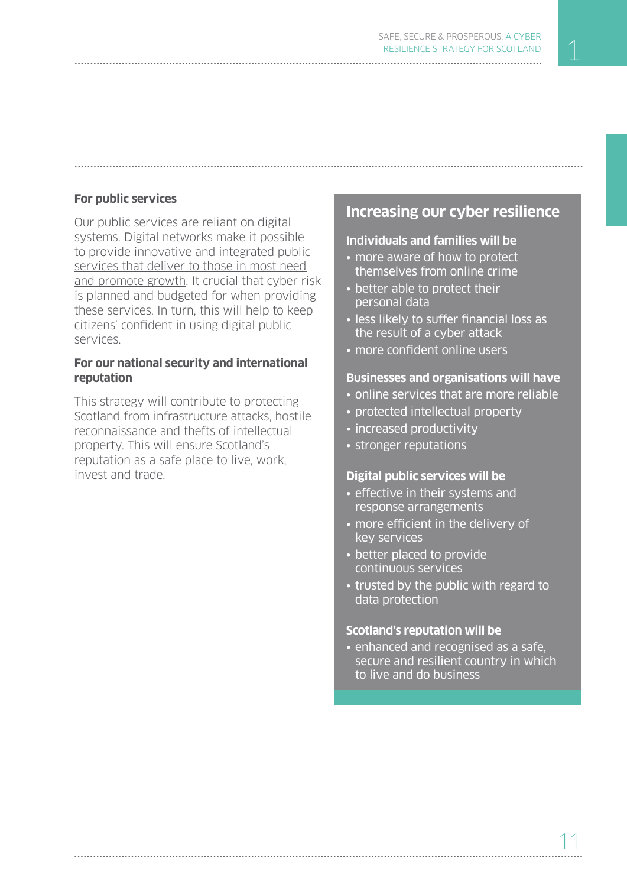### For public services

Our public services are reliant on digital systems. Digital networks make it possible to provide innovative and integrated public services that deliver to those in most need and promote growth. It crucial that cyber risk is planned and budgeted for when providing these services. In turn, this will help to keep citizens' confident in using digital public services.

### For our national security and international reputation

This strategy will contribute to protecting Scotland from infrastructure attacks, hostile reconnaissance and thefts of intellectual property. This will ensure Scotland's reputation as a safe place to live, work, invest and trade.

## Increasing our cyber resilience

**Individuals and families will be**

- more aware of how to protect themselves from online crime
- better able to protect their personal data
- less likely to suffer financial loss as the result of a cyber attack
- more confident online users

**Businesses and organisations will have**

- online services that are more reliable
- protected intellectual property
- increased productivity
- stronger reputations

**Digital public services will be**

- effective in their systems and response arrangements
- more efficient in the delivery of key services
- better placed to provide continuous services
- trusted by the public with regard to data protection

**Scotland's reputation will be**

- enhanced and recognised as a safe, secure and resilient country in which to live and do business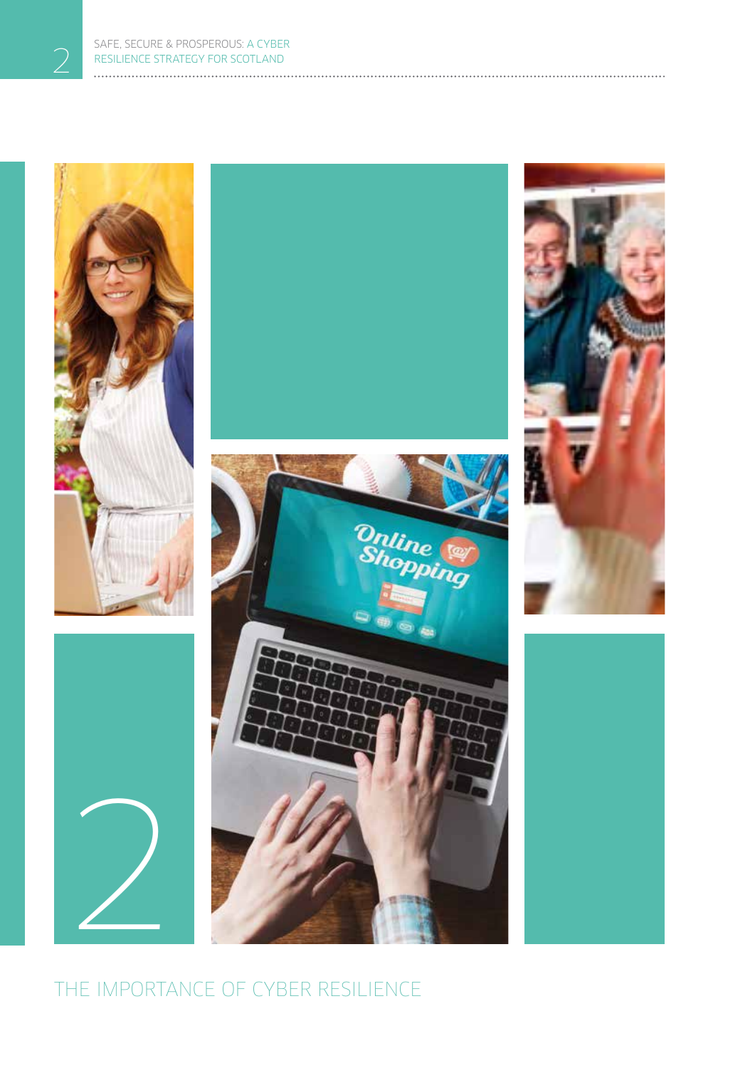2

# THE IMPORTANCE OF CYBER RESILIENCE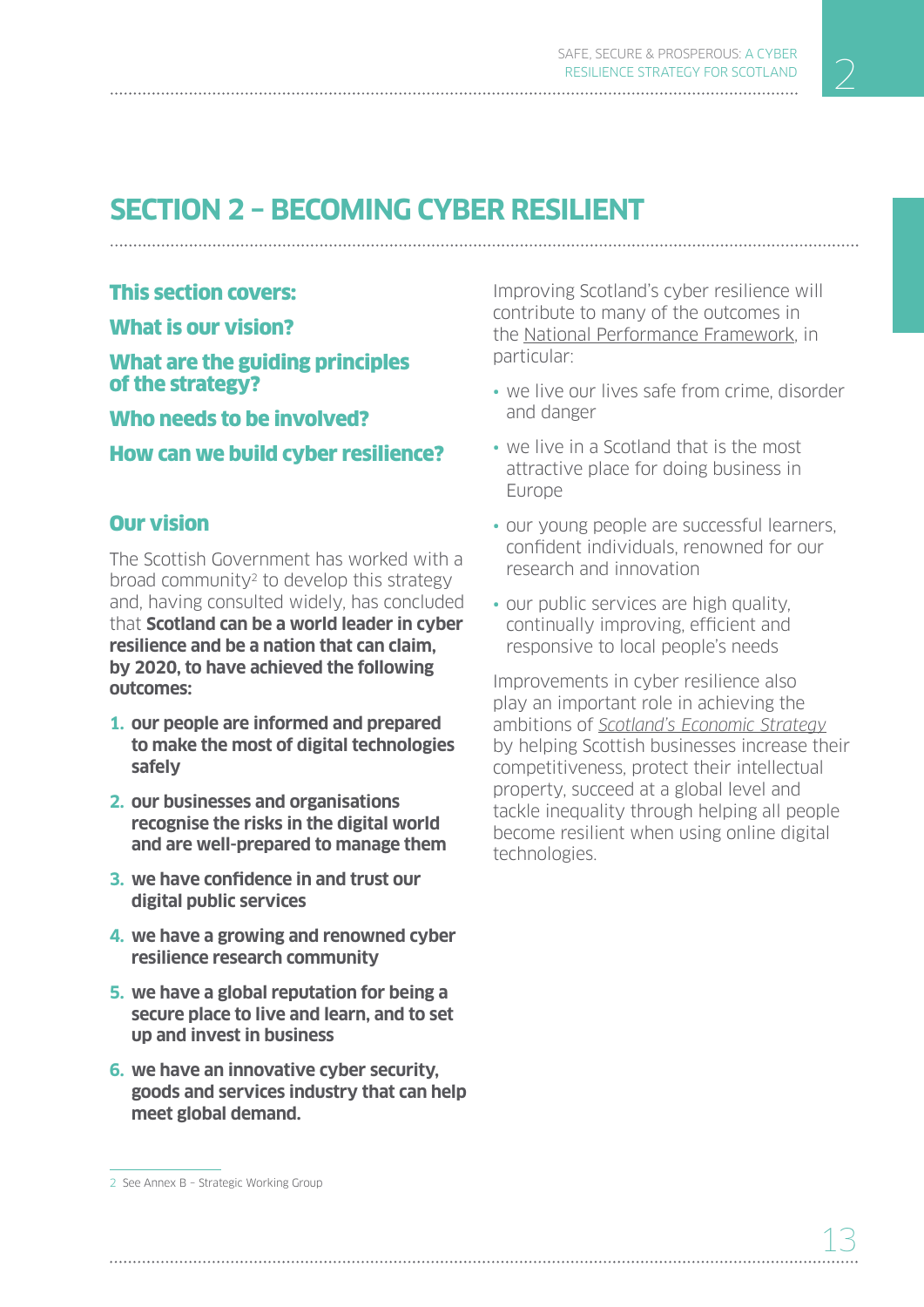# SECTION 2 – BECOMING CYBER RESILIENT

**This section covers:**

**What is our vision?**

**What are the guiding principles of the strategy?**

**Who needs to be involved?**

**How can we build cyber resilience?**

## Our vision

The Scottish Government has worked with a broad community[2] to develop this strategy and, having consulted widely, has concluded that **Scotland can be a world leader in cyber resilience and be a nation that can claim, by 2020, to have achieved the following outcomes:**

1. **our people are informed and prepared to make the most of digital technologies safely**
2. **our businesses and organisations recognise the risks in the digital world and are well-prepared to manage them**
3. **we have confidence in and trust our digital public services**
4. **we have a growing and renowned cyber resilience research community**
5. **we have a global reputation for being a secure place to live and learn, and to set up and invest in business**
6. **we have an innovative cyber security, goods and services industry that can help meet global demand.**

Improving Scotland's cyber resilience will contribute to many of the outcomes in the National Performance Framework, in particular:

- we live our lives safe from crime, disorder and danger
- we live in a Scotland that is the most attractive place for doing business in Europe
- our young people are successful learners, confident individuals, renowned for our research and innovation
- our public services are high quality, continually improving, efficient and responsive to local people's needs

Improvements in cyber resilience also play an important role in achieving the ambitions of *Scotland's Economic Strategy* by helping Scottish businesses increase their competitiveness, protect their intellectual property, succeed at a global level and tackle inequality through helping all people become resilient when using online digital technologies.

---

2 See Annex B – Strategic Working Group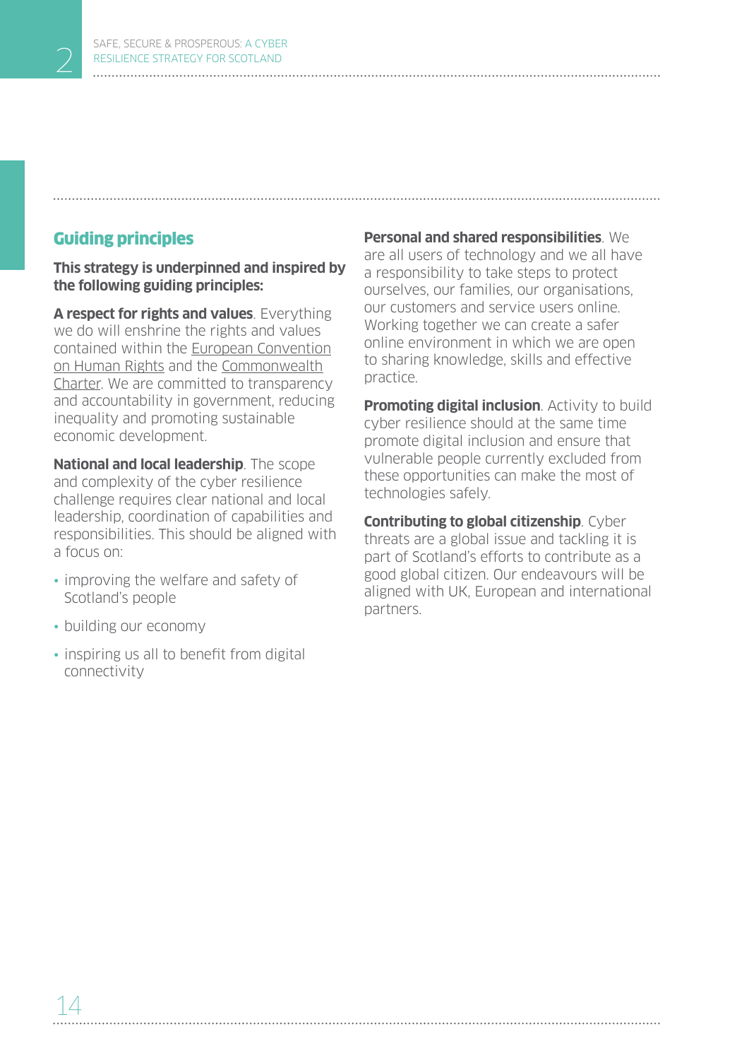## Guiding principles

**This strategy is underpinned and inspired by the following guiding principles:**

**A respect for rights and values**. Everything we do will enshrine the rights and values contained within the European Convention on Human Rights and the Commonwealth Charter. We are committed to transparency and accountability in government, reducing inequality and promoting sustainable economic development.

**National and local leadership**. The scope and complexity of the cyber resilience challenge requires clear national and local leadership, coordination of capabilities and responsibilities. This should be aligned with a focus on:

- improving the welfare and safety of Scotland's people
- building our economy
- inspiring us all to benefit from digital connectivity

**Personal and shared responsibilities**. We are all users of technology and we all have a responsibility to take steps to protect ourselves, our families, our organisations, our customers and service users online. Working together we can create a safer online environment in which we are open to sharing knowledge, skills and effective practice.

**Promoting digital inclusion**. Activity to build cyber resilience should at the same time promote digital inclusion and ensure that vulnerable people currently excluded from these opportunities can make the most of technologies safely.

**Contributing to global citizenship**. Cyber threats are a global issue and tackling it is part of Scotland's efforts to contribute as a good global citizen. Our endeavours will be aligned with UK, European and international partners.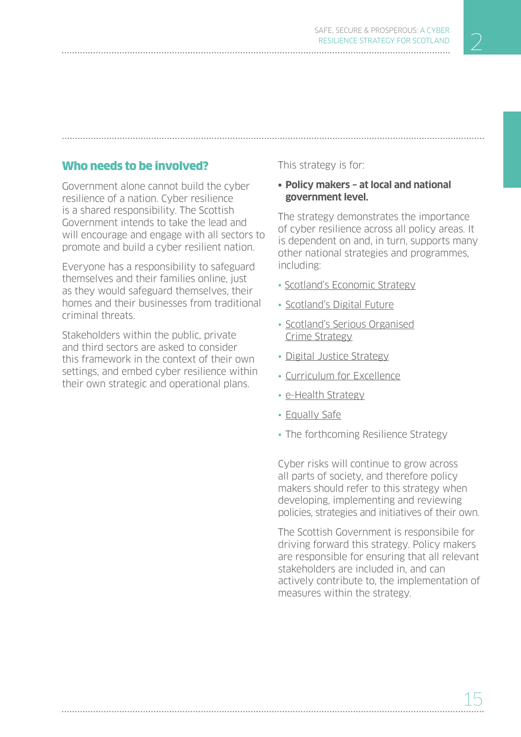## Who needs to be involved?

Government alone cannot build the cyber resilience of a nation. Cyber resilience is a shared responsibility. The Scottish Government intends to take the lead and will encourage and engage with all sectors to promote and build a cyber resilient nation.

Everyone has a responsibility to safeguard themselves and their families online, just as they would safeguard themselves, their homes and their businesses from traditional criminal threats.

Stakeholders within the public, private and third sectors are asked to consider this framework in the context of their own settings, and embed cyber resilience within their own strategic and operational plans.

This strategy is for:

- **Policy makers – at local and national government level.**

The strategy demonstrates the importance of cyber resilience across all policy areas. It is dependent on and, in turn, supports many other national strategies and programmes, including:

- Scotland's Economic Strategy
- Scotland's Digital Future
- Scotland's Serious Organised Crime Strategy
- Digital Justice Strategy
- Curriculum for Excellence
- e-Health Strategy
- Equally Safe
- The forthcoming Resilience Strategy

Cyber risks will continue to grow across all parts of society, and therefore policy makers should refer to this strategy when developing, implementing and reviewing policies, strategies and initiatives of their own.

The Scottish Government is responsibile for driving forward this strategy. Policy makers are responsible for ensuring that all relevant stakeholders are included in, and can actively contribute to, the implementation of measures within the strategy.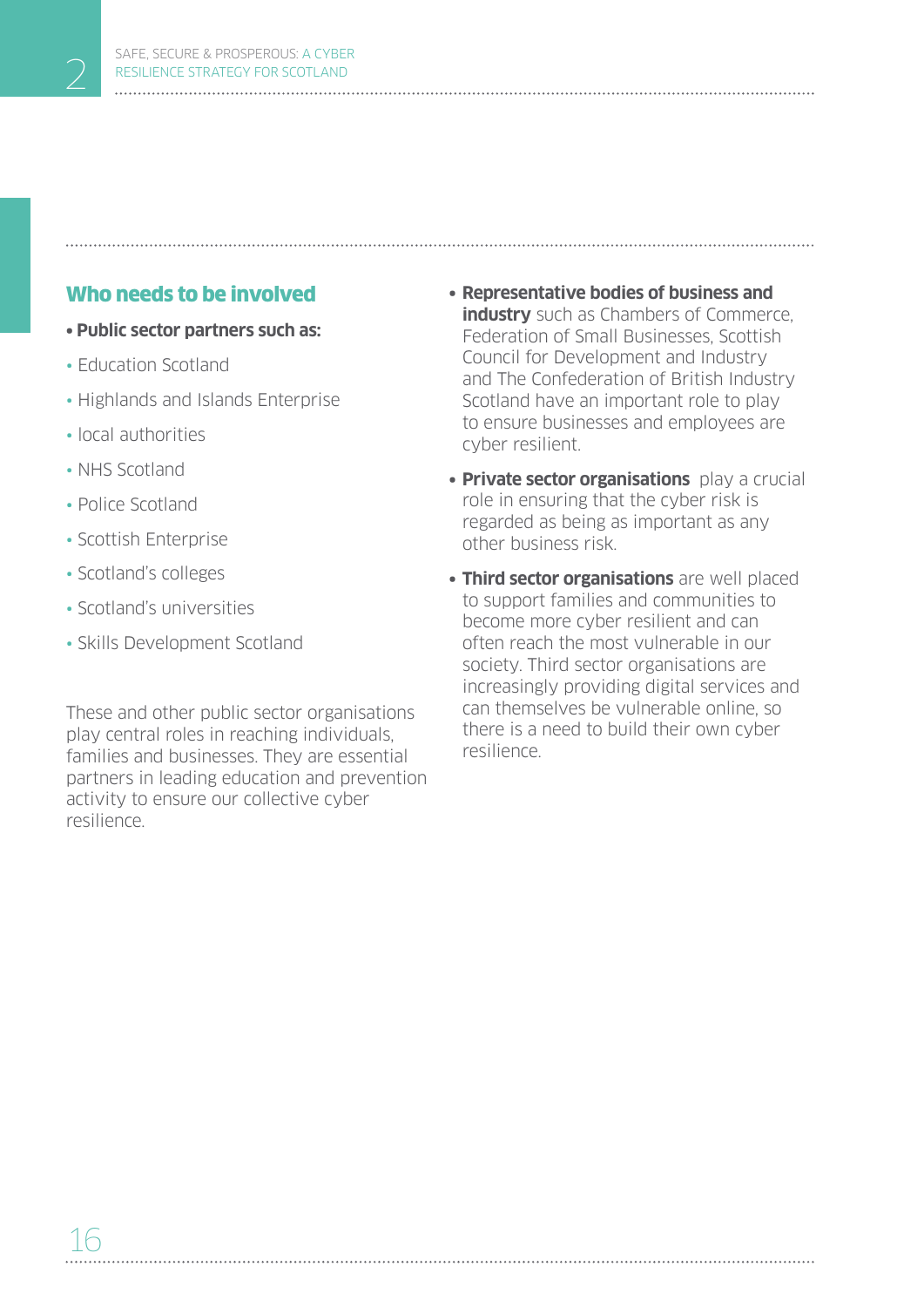## Who needs to be involved

- **Public sector partners such as:**
  - Education Scotland
  - Highlands and Islands Enterprise
  - local authorities
  - NHS Scotland
  - Police Scotland
  - Scottish Enterprise
  - Scotland's colleges
  - Scotland's universities
  - Skills Development Scotland

These and other public sector organisations play central roles in reaching individuals, families and businesses. They are essential partners in leading education and prevention activity to ensure our collective cyber resilience.

- **Representative bodies of business and industry** such as Chambers of Commerce, Federation of Small Businesses, Scottish Council for Development and Industry and The Confederation of British Industry Scotland have an important role to play to ensure businesses and employees are cyber resilient.
- **Private sector organisations** play a crucial role in ensuring that the cyber risk is regarded as being as important as any other business risk.
- **Third sector organisations** are well placed to support families and communities to become more cyber resilient and can often reach the most vulnerable in our society. Third sector organisations are increasingly providing digital services and can themselves be vulnerable online, so there is a need to build their own cyber resilience.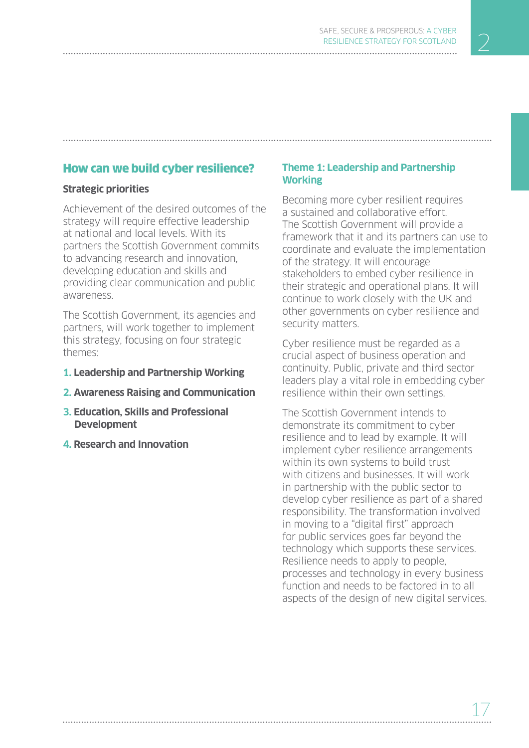## How can we build cyber resilience?

### Strategic priorities

Achievement of the desired outcomes of the strategy will require effective leadership at national and local levels. With its partners the Scottish Government commits to advancing research and innovation, developing education and skills and providing clear communication and public awareness.

The Scottish Government, its agencies and partners, will work together to implement this strategy, focusing on four strategic themes:

1. **Leadership and Partnership Working**
2. **Awareness Raising and Communication**
3. **Education, Skills and Professional Development**
4. **Research and Innovation**

### Theme 1: Leadership and Partnership Working

Becoming more cyber resilient requires a sustained and collaborative effort. The Scottish Government will provide a framework that it and its partners can use to coordinate and evaluate the implementation of the strategy. It will encourage stakeholders to embed cyber resilience in their strategic and operational plans. It will continue to work closely with the UK and other governments on cyber resilience and security matters.

Cyber resilience must be regarded as a crucial aspect of business operation and continuity. Public, private and third sector leaders play a vital role in embedding cyber resilience within their own settings.

The Scottish Government intends to demonstrate its commitment to cyber resilience and to lead by example. It will implement cyber resilience arrangements within its own systems to build trust with citizens and businesses. It will work in partnership with the public sector to develop cyber resilience as part of a shared responsibility. The transformation involved in moving to a "digital first" approach for public services goes far beyond the technology which supports these services. Resilience needs to apply to people, processes and technology in every business function and needs to be factored in to all aspects of the design of new digital services.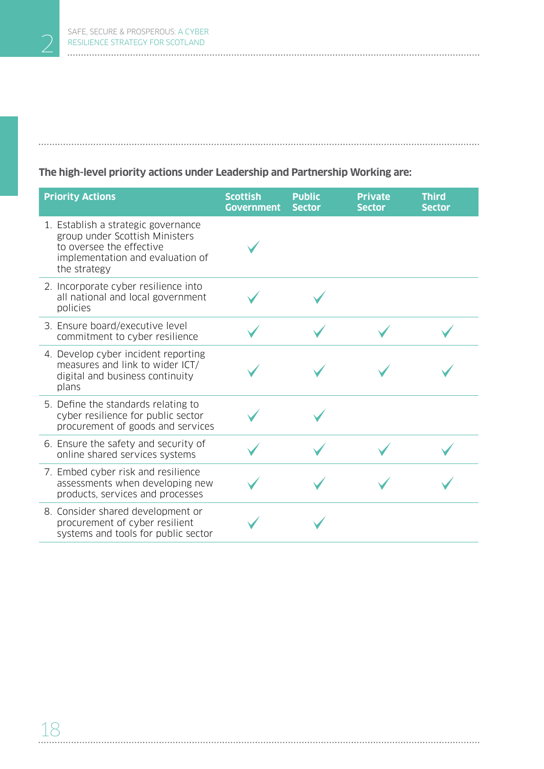**The high-level priority actions under Leadership and Partnership Working are:**

| Priority Actions | Scottish Government | Public Sector | Private Sector | Third Sector |
|---|---|---|---|---|
| 1. Establish a strategic governance group under Scottish Ministers to oversee the effective implementation and evaluation of the strategy | ✓ | | | |
| 2. Incorporate cyber resilience into all national and local government policies | ✓ | ✓ | | |
| 3. Ensure board/executive level commitment to cyber resilience | ✓ | ✓ | ✓ | ✓ |
| 4. Develop cyber incident reporting measures and link to wider ICT/ digital and business continuity plans | ✓ | ✓ | ✓ | ✓ |
| 5. Define the standards relating to cyber resilience for public sector procurement of goods and services | ✓ | ✓ | | |
| 6. Ensure the safety and security of online shared services systems | ✓ | ✓ | ✓ | ✓ |
| 7. Embed cyber risk and resilience assessments when developing new products, services and processes | ✓ | ✓ | ✓ | ✓ |
| 8. Consider shared development or procurement of cyber resilient systems and tools for public sector | ✓ | ✓ | | |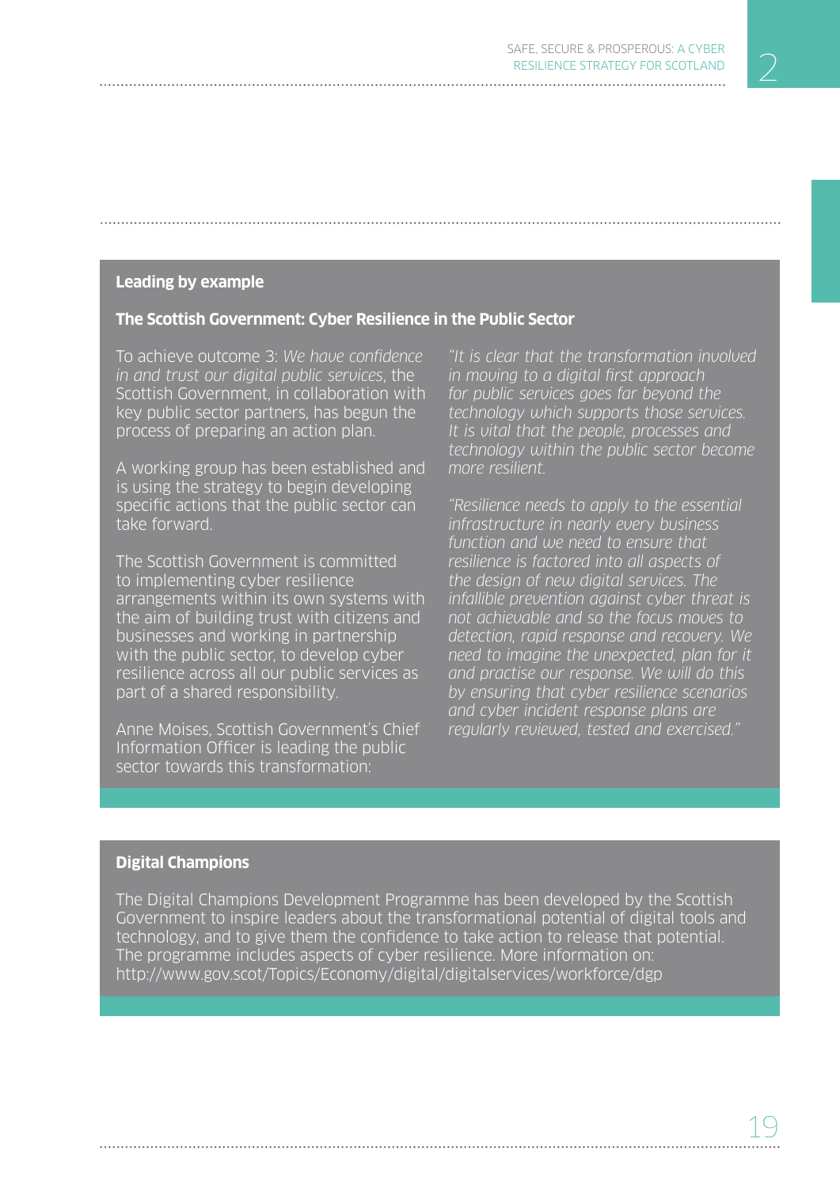### Leading by example

**The Scottish Government: Cyber Resilience in the Public Sector**

To achieve outcome 3: *We have confidence in and trust our digital public services*, the Scottish Government, in collaboration with key public sector partners, has begun the process of preparing an action plan.

A working group has been established and is using the strategy to begin developing specific actions that the public sector can take forward.

The Scottish Government is committed to implementing cyber resilience arrangements within its own systems with the aim of building trust with citizens and businesses and working in partnership with the public sector, to develop cyber resilience across all our public services as part of a shared responsibility.

Anne Moises, Scottish Government's Chief Information Officer is leading the public sector towards this transformation:

*"It is clear that the transformation involved in moving to a digital first approach for public services goes far beyond the technology which supports those services. It is vital that the people, processes and technology within the public sector become more resilient.*

*"Resilience needs to apply to the essential infrastructure in nearly every business function and we need to ensure that resilience is factored into all aspects of the design of new digital services. The infallible prevention against cyber threat is not achievable and so the focus moves to detection, rapid response and recovery. We need to imagine the unexpected, plan for it and practise our response. We will do this by ensuring that cyber resilience scenarios and cyber incident response plans are regularly reviewed, tested and exercised."*

### Digital Champions

The Digital Champions Development Programme has been developed by the Scottish Government to inspire leaders about the transformational potential of digital tools and technology, and to give them the confidence to take action to release that potential. The programme includes aspects of cyber resilience. More information on: http://www.gov.scot/Topics/Economy/digital/digitalservices/workforce/dgp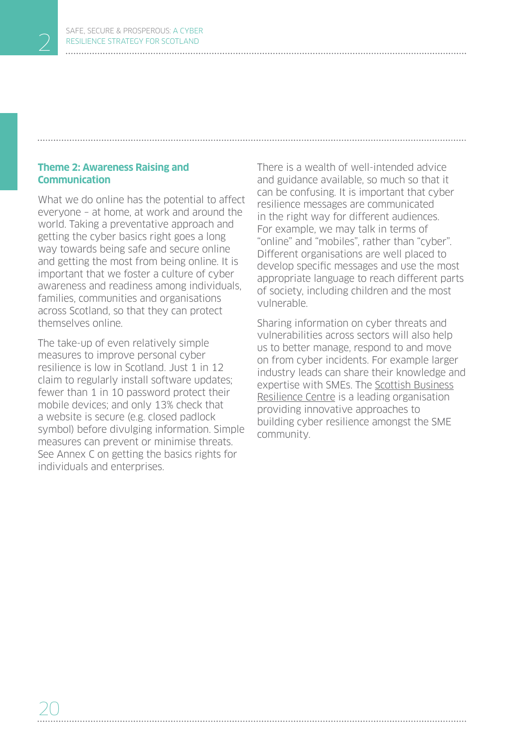## Theme 2: Awareness Raising and Communication

What we do online has the potential to affect everyone – at home, at work and around the world. Taking a preventative approach and getting the cyber basics right goes a long way towards being safe and secure online and getting the most from being online. It is important that we foster a culture of cyber awareness and readiness among individuals, families, communities and organisations across Scotland, so that they can protect themselves online.

The take-up of even relatively simple measures to improve personal cyber resilience is low in Scotland. Just 1 in 12 claim to regularly install software updates; fewer than 1 in 10 password protect their mobile devices; and only 13% check that a website is secure (e.g. closed padlock symbol) before divulging information. Simple measures can prevent or minimise threats. See Annex C on getting the basics rights for individuals and enterprises.

There is a wealth of well-intended advice and guidance available, so much so that it can be confusing. It is important that cyber resilience messages are communicated in the right way for different audiences. For example, we may talk in terms of "online" and "mobiles", rather than "cyber". Different organisations are well placed to develop specific messages and use the most appropriate language to reach different parts of society, including children and the most vulnerable.

Sharing information on cyber threats and vulnerabilities across sectors will also help us to better manage, respond to and move on from cyber incidents. For example larger industry leads can share their knowledge and expertise with SMEs. The Scottish Business Resilience Centre is a leading organisation providing innovative approaches to building cyber resilience amongst the SME community.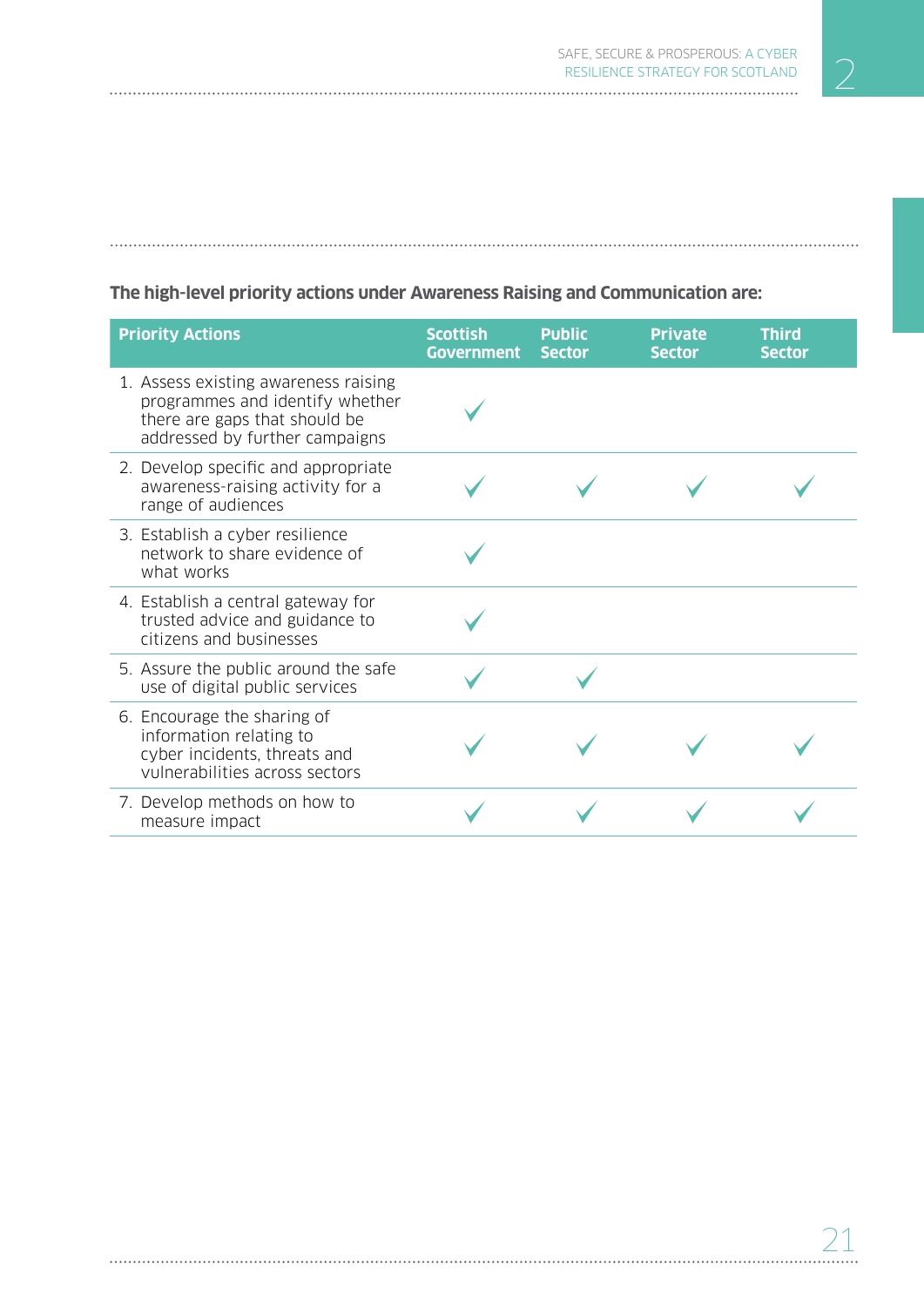**The high-level priority actions under Awareness Raising and Communication are:**

| Priority Actions | Scottish Government | Public Sector | Private Sector | Third Sector |
|---|---|---|---|---|
| 1. Assess existing awareness raising programmes and identify whether there are gaps that should be addressed by further campaigns | ✓ | | | |
| 2. Develop specific and appropriate awareness-raising activity for a range of audiences | ✓ | ✓ | ✓ | ✓ |
| 3. Establish a cyber resilience network to share evidence of what works | ✓ | | | |
| 4. Establish a central gateway for trusted advice and guidance to citizens and businesses | ✓ | | | |
| 5. Assure the public around the safe use of digital public services | ✓ | ✓ | | |
| 6. Encourage the sharing of information relating to cyber incidents, threats and vulnerabilities across sectors | ✓ | ✓ | ✓ | ✓ |
| 7. Develop methods on how to measure impact | ✓ | ✓ | ✓ | ✓ |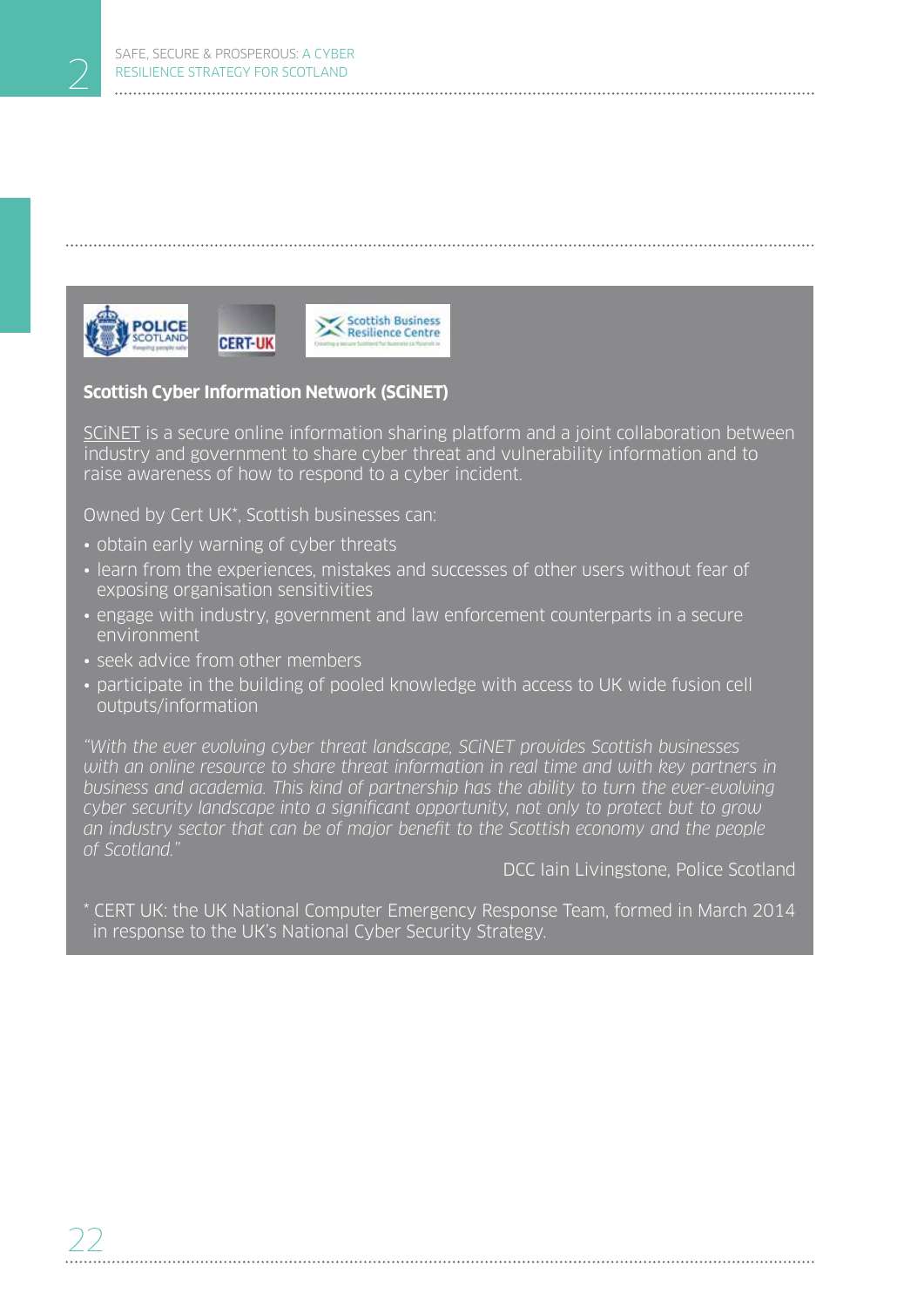### Scottish Cyber Information Network (SCiNET)

SCiNET is a secure online information sharing platform and a joint collaboration between industry and government to share cyber threat and vulnerability information and to raise awareness of how to respond to a cyber incident.

Owned by Cert UK*, Scottish businesses can:

- obtain early warning of cyber threats
- learn from the experiences, mistakes and successes of other users without fear of exposing organisation sensitivities
- engage with industry, government and law enforcement counterparts in a secure environment
- seek advice from other members
- participate in the building of pooled knowledge with access to UK wide fusion cell outputs/information

*"With the ever evolving cyber threat landscape, SCiNET provides Scottish businesses with an online resource to share threat information in real time and with key partners in business and academia. This kind of partnership has the ability to turn the ever-evolving cyber security landscape into a significant opportunity, not only to protect but to grow an industry sector that can be of major benefit to the Scottish economy and the people of Scotland."*

DCC Iain Livingstone, Police Scotland

\* CERT UK: the UK National Computer Emergency Response Team, formed in March 2014 in response to the UK's National Cyber Security Strategy.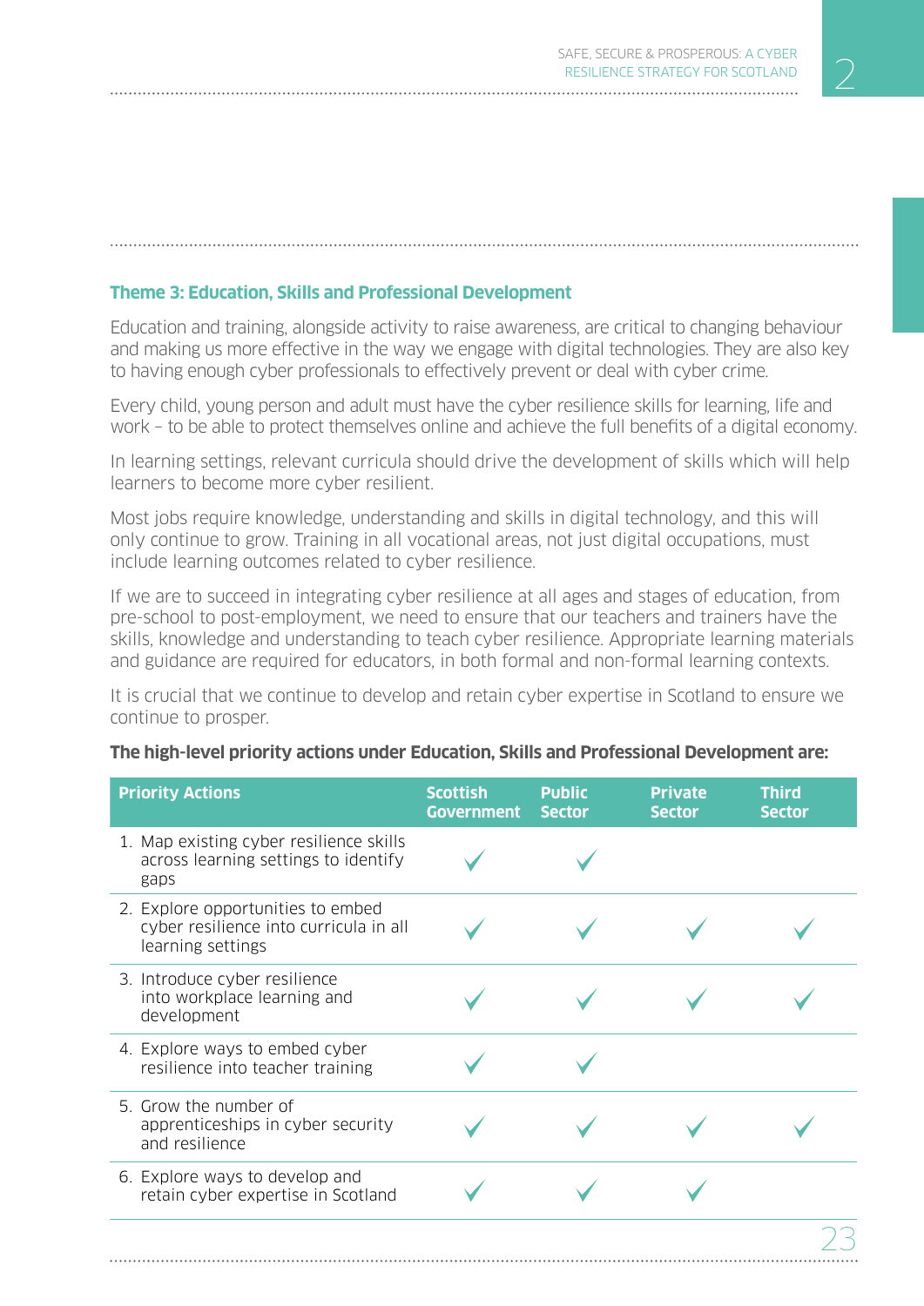### Theme 3: Education, Skills and Professional Development

Education and training, alongside activity to raise awareness, are critical to changing behaviour and making us more effective in the way we engage with digital technologies. They are also key to having enough cyber professionals to effectively prevent or deal with cyber crime.

Every child, young person and adult must have the cyber resilience skills for learning, life and work – to be able to protect themselves online and achieve the full benefits of a digital economy.

In learning settings, relevant curricula should drive the development of skills which will help learners to become more cyber resilient.

Most jobs require knowledge, understanding and skills in digital technology, and this will only continue to grow. Training in all vocational areas, not just digital occupations, must include learning outcomes related to cyber resilience.

If we are to succeed in integrating cyber resilience at all ages and stages of education, from pre-school to post-employment, we need to ensure that our teachers and trainers have the skills, knowledge and understanding to teach cyber resilience. Appropriate learning materials and guidance are required for educators, in both formal and non-formal learning contexts.

It is crucial that we continue to develop and retain cyber expertise in Scotland to ensure we continue to prosper.

**The high-level priority actions under Education, Skills and Professional Development are:**

| Priority Actions | Scottish Government | Public Sector | Private Sector | Third Sector |
|---|---|---|---|---|
| 1. Map existing cyber resilience skills across learning settings to identify gaps | ✓ | ✓ | | |
| 2. Explore opportunities to embed cyber resilience into curricula in all learning settings | ✓ | ✓ | ✓ | ✓ |
| 3. Introduce cyber resilience into workplace learning and development | ✓ | ✓ | ✓ | ✓ |
| 4. Explore ways to embed cyber resilience into teacher training | ✓ | ✓ | | |
| 5. Grow the number of apprenticeships in cyber security and resilience | ✓ | ✓ | ✓ | ✓ |
| 6. Explore ways to develop and retain cyber expertise in Scotland | ✓ | ✓ | ✓ | |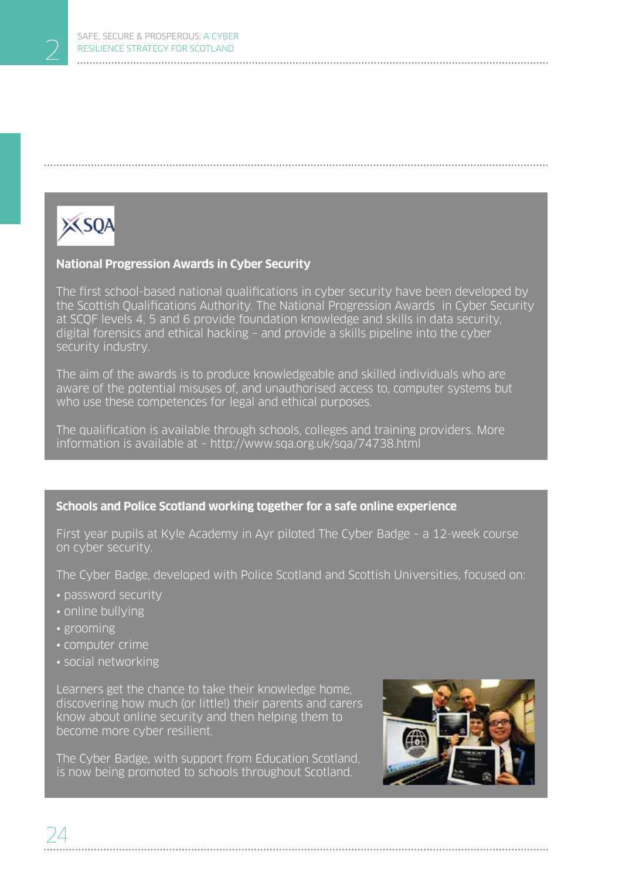## National Progression Awards in Cyber Security

The first school-based national qualifications in cyber security have been developed by the Scottish Qualifications Authority. The National Progression Awards in Cyber Security at SCQF levels 4, 5 and 6 provide foundation knowledge and skills in data security, digital forensics and ethical hacking – and provide a skills pipeline into the cyber security industry.

The aim of the awards is to produce knowledgeable and skilled individuals who are aware of the potential misuses of, and unauthorised access to, computer systems but who use these competences for legal and ethical purposes.

The qualification is available through schools, colleges and training providers. More information is available at – http://www.sqa.org.uk/sqa/74738.html

## Schools and Police Scotland working together for a safe online experience

First year pupils at Kyle Academy in Ayr piloted The Cyber Badge – a 12-week course on cyber security.

The Cyber Badge, developed with Police Scotland and Scottish Universities, focused on:

- password security
- online bullying
- grooming
- computer crime
- social networking

Learners get the chance to take their knowledge home, discovering how much (or little!) their parents and carers know about online security and then helping them to become more cyber resilient.

The Cyber Badge, with support from Education Scotland, is now being promoted to schools throughout Scotland.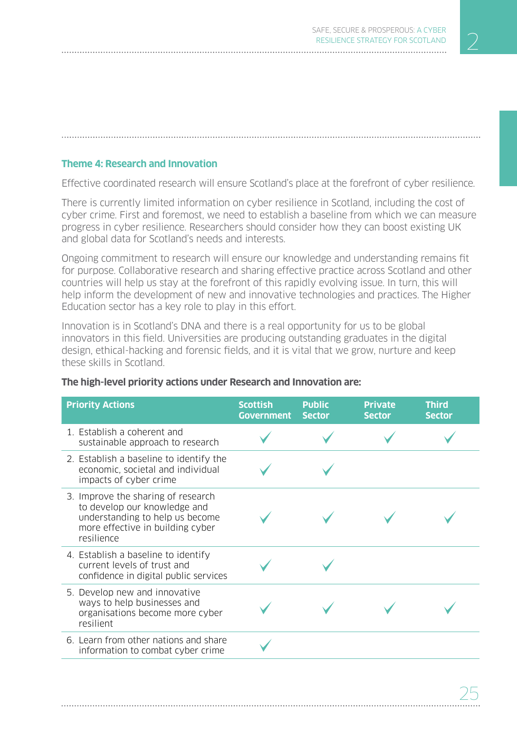### Theme 4: Research and Innovation

Effective coordinated research will ensure Scotland's place at the forefront of cyber resilience.

There is currently limited information on cyber resilience in Scotland, including the cost of cyber crime. First and foremost, we need to establish a baseline from which we can measure progress in cyber resilience. Researchers should consider how they can boost existing UK and global data for Scotland's needs and interests.

Ongoing commitment to research will ensure our knowledge and understanding remains fit for purpose. Collaborative research and sharing effective practice across Scotland and other countries will help us stay at the forefront of this rapidly evolving issue. In turn, this will help inform the development of new and innovative technologies and practices. The Higher Education sector has a key role to play in this effort.

Innovation is in Scotland's DNA and there is a real opportunity for us to be global innovators in this field. Universities are producing outstanding graduates in the digital design, ethical-hacking and forensic fields, and it is vital that we grow, nurture and keep these skills in Scotland.

**The high-level priority actions under Research and Innovation are:**

| Priority Actions | Scottish Government | Public Sector | Private Sector | Third Sector |
|---|---|---|---|---|
| 1. Establish a coherent and sustainable approach to research | ✓ | ✓ | ✓ | ✓ |
| 2. Establish a baseline to identify the economic, societal and individual impacts of cyber crime | ✓ | ✓ | | |
| 3. Improve the sharing of research to develop our knowledge and understanding to help us become more effective in building cyber resilience | ✓ | ✓ | ✓ | ✓ |
| 4. Establish a baseline to identify current levels of trust and confidence in digital public services | ✓ | ✓ | | |
| 5. Develop new and innovative ways to help businesses and organisations become more cyber resilient | ✓ | ✓ | ✓ | ✓ |
| 6. Learn from other nations and share information to combat cyber crime | ✓ | | | |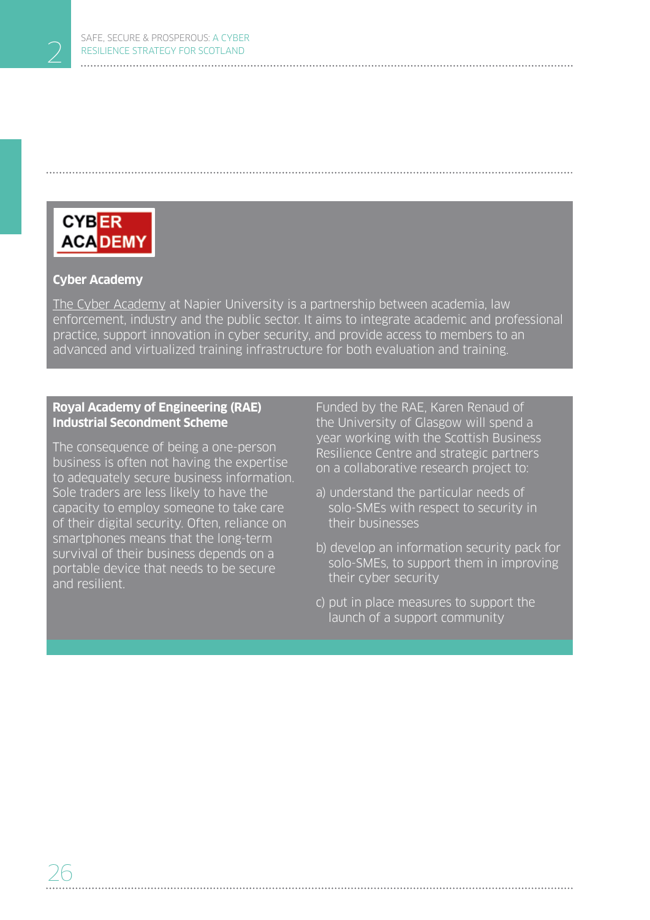### Cyber Academy

The Cyber Academy at Napier University is a partnership between academia, law enforcement, industry and the public sector. It aims to integrate academic and professional practice, support innovation in cyber security, and provide access to members to an advanced and virtualized training infrastructure for both evaluation and training.

### Royal Academy of Engineering (RAE) Industrial Secondment Scheme

The consequence of being a one-person business is often not having the expertise to adequately secure business information. Sole traders are less likely to have the capacity to employ someone to take care of their digital security. Often, reliance on smartphones means that the long-term survival of their business depends on a portable device that needs to be secure and resilient.

Funded by the RAE, Karen Renaud of the University of Glasgow will spend a year working with the Scottish Business Resilience Centre and strategic partners on a collaborative research project to:

a) understand the particular needs of solo-SMEs with respect to security in their businesses

b) develop an information security pack for solo-SMEs, to support them in improving their cyber security

c) put in place measures to support the launch of a support community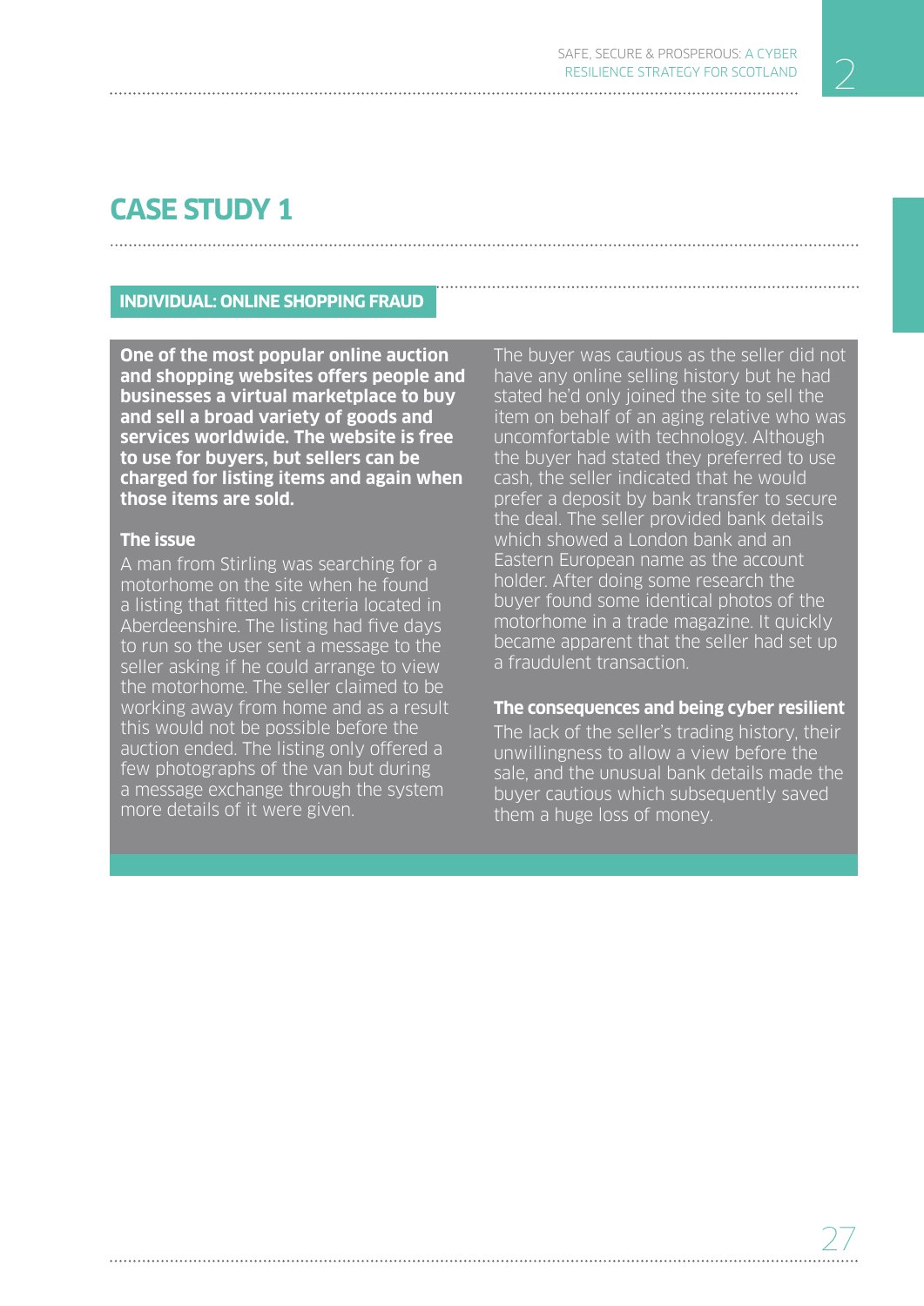# CASE STUDY 1

## INDIVIDUAL: ONLINE SHOPPING FRAUD

**One of the most popular online auction and shopping websites offers people and businesses a virtual marketplace to buy and sell a broad variety of goods and services worldwide. The website is free to use for buyers, but sellers can be charged for listing items and again when those items are sold.**

### The issue

A man from Stirling was searching for a motorhome on the site when he found a listing that fitted his criteria located in Aberdeenshire. The listing had five days to run so the user sent a message to the seller asking if he could arrange to view the motorhome. The seller claimed to be working away from home and as a result this would not be possible before the auction ended. The listing only offered a few photographs of the van but during a message exchange through the system more details of it were given.

The buyer was cautious as the seller did not have any online selling history but he had stated he'd only joined the site to sell the item on behalf of an aging relative who was uncomfortable with technology. Although the buyer had stated they preferred to use cash, the seller indicated that he would prefer a deposit by bank transfer to secure the deal. The seller provided bank details which showed a London bank and an Eastern European name as the account holder. After doing some research the buyer found some identical photos of the motorhome in a trade magazine. It quickly became apparent that the seller had set up a fraudulent transaction.

### The consequences and being cyber resilient

The lack of the seller's trading history, their unwillingness to allow a view before the sale, and the unusual bank details made the buyer cautious which subsequently saved them a huge loss of money.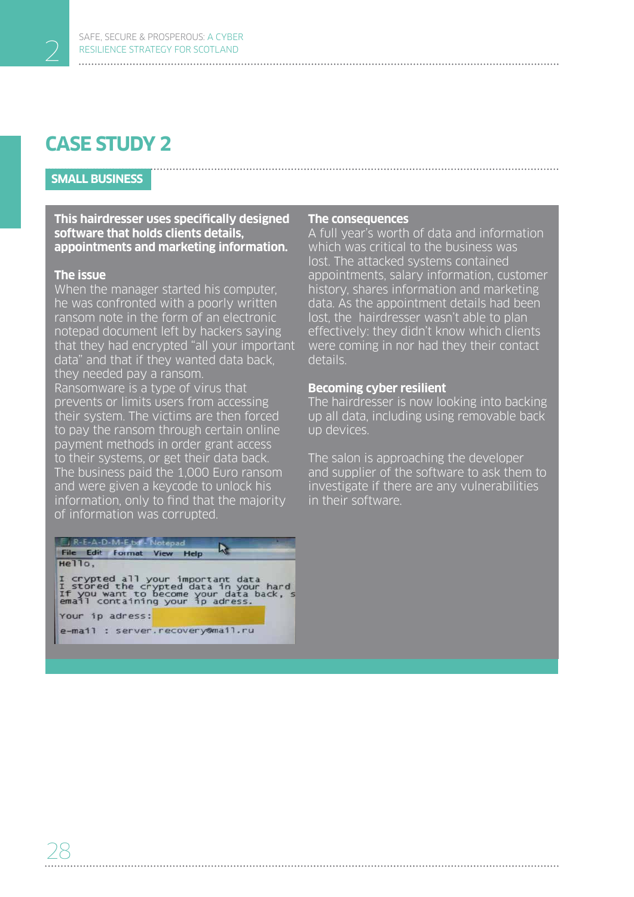# CASE STUDY 2

## SMALL BUSINESS

**This hairdresser uses specifically designed software that holds clients details, appointments and marketing information.**

### The issue

When the manager started his computer, he was confronted with a poorly written ransom note in the form of an electronic notepad document left by hackers saying that they had encrypted "all your important data" and that if they wanted data back, they needed pay a ransom.

Ransomware is a type of virus that prevents or limits users from accessing their system. The victims are then forced to pay the ransom through certain online payment methods in order grant access to their systems, or get their data back. The business paid the 1,000 Euro ransom and were given a keycode to unlock his information, only to find that the majority of information was corrupted.

### The consequences

A full year's worth of data and information which was critical to the business was lost. The attacked systems contained appointments, salary information, customer history, shares information and marketing data. As the appointment details had been lost, the hairdresser wasn't able to plan effectively: they didn't know which clients were coming in nor had they their contact details.

### Becoming cyber resilient

The hairdresser is now looking into backing up all data, including using removable back up devices.

The salon is approaching the developer and supplier of the software to ask them to investigate if there are any vulnerabilities in their software.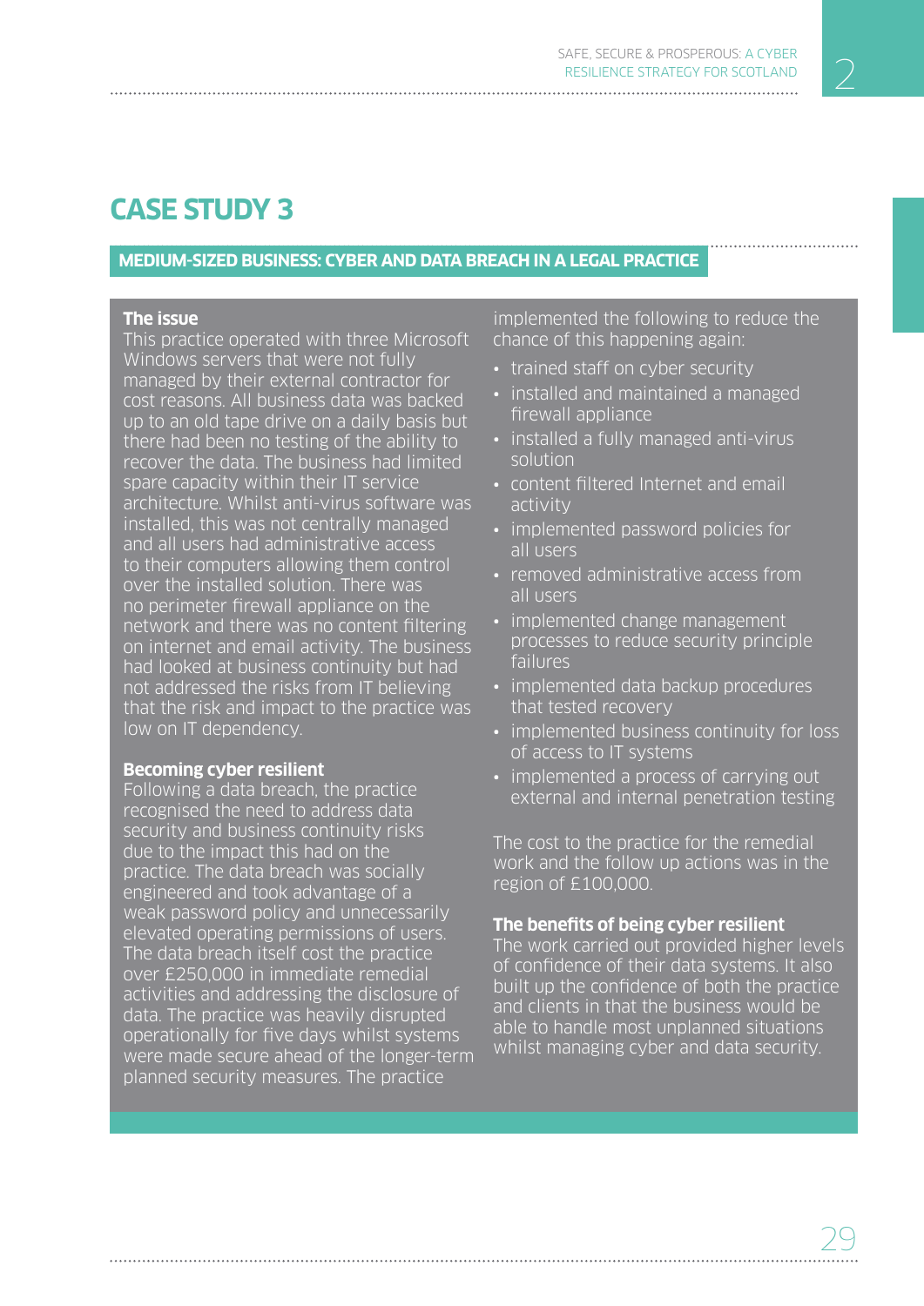# CASE STUDY 3

## MEDIUM-SIZED BUSINESS: CYBER AND DATA BREACH IN A LEGAL PRACTICE

**The issue**

This practice operated with three Microsoft Windows servers that were not fully managed by their external contractor for cost reasons. All business data was backed up to an old tape drive on a daily basis but there had been no testing of the ability to recover the data. The business had limited spare capacity within their IT service architecture. Whilst anti-virus software was installed, this was not centrally managed and all users had administrative access to their computers allowing them control over the installed solution. There was no perimeter firewall appliance on the network and there was no content filtering on internet and email activity. The business had looked at business continuity but had not addressed the risks from IT believing that the risk and impact to the practice was low on IT dependency.

**Becoming cyber resilient**

Following a data breach, the practice recognised the need to address data security and business continuity risks due to the impact this had on the practice. The data breach was socially engineered and took advantage of a weak password policy and unnecessarily elevated operating permissions of users. The data breach itself cost the practice over £250,000 in immediate remedial activities and addressing the disclosure of data. The practice was heavily disrupted operationally for five days whilst systems were made secure ahead of the longer-term planned security measures. The practice implemented the following to reduce the chance of this happening again:

- trained staff on cyber security
- installed and maintained a managed firewall appliance
- installed a fully managed anti-virus solution
- content filtered Internet and email activity
- implemented password policies for all users
- removed administrative access from all users
- implemented change management processes to reduce security principle failures
- implemented data backup procedures that tested recovery
- implemented business continuity for loss of access to IT systems
- implemented a process of carrying out external and internal penetration testing

The cost to the practice for the remedial work and the follow up actions was in the region of £100,000.

**The benefits of being cyber resilient**

The work carried out provided higher levels of confidence of their data systems. It also built up the confidence of both the practice and clients in that the business would be able to handle most unplanned situations whilst managing cyber and data security.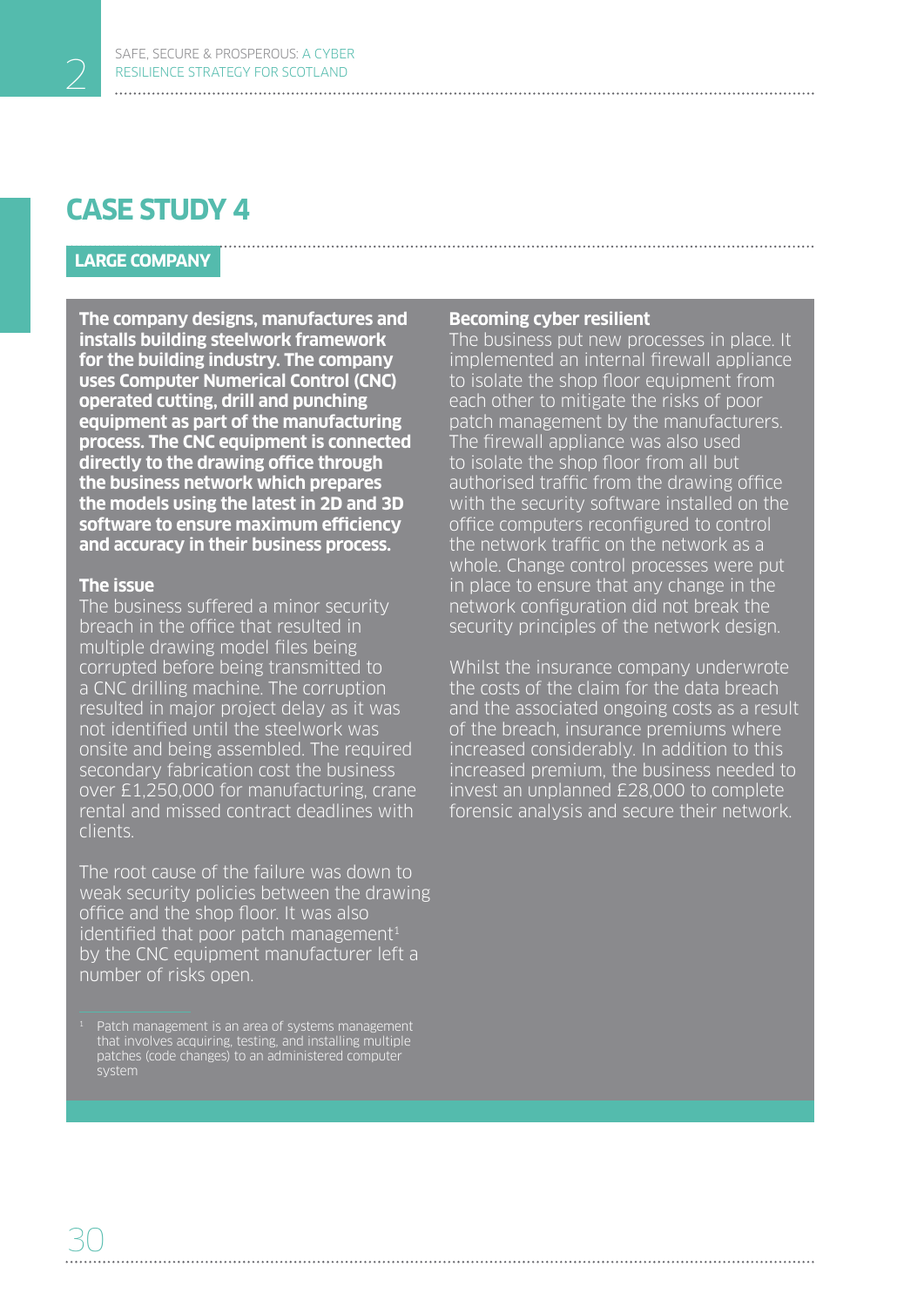# CASE STUDY 4

## LARGE COMPANY

**The company designs, manufactures and installs building steelwork framework for the building industry. The company uses Computer Numerical Control (CNC) operated cutting, drill and punching equipment as part of the manufacturing process. The CNC equipment is connected directly to the drawing office through the business network which prepares the models using the latest in 2D and 3D software to ensure maximum efficiency and accuracy in their business process.**

### The issue

The business suffered a minor security breach in the office that resulted in multiple drawing model files being corrupted before being transmitted to a CNC drilling machine. The corruption resulted in major project delay as it was not identified until the steelwork was onsite and being assembled. The required secondary fabrication cost the business over £1,250,000 for manufacturing, crane rental and missed contract deadlines with clients.

The root cause of the failure was down to weak security policies between the drawing office and the shop floor. It was also identified that poor patch management[1] by the CNC equipment manufacturer left a number of risks open.

[1] Patch management is an area of systems management that involves acquiring, testing, and installing multiple patches (code changes) to an administered computer system

### Becoming cyber resilient

The business put new processes in place. It implemented an internal firewall appliance to isolate the shop floor equipment from each other to mitigate the risks of poor patch management by the manufacturers. The firewall appliance was also used to isolate the shop floor from all but authorised traffic from the drawing office with the security software installed on the office computers reconfigured to control the network traffic on the network as a whole. Change control processes were put in place to ensure that any change in the network configuration did not break the security principles of the network design.

Whilst the insurance company underwrote the costs of the claim for the data breach and the associated ongoing costs as a result of the breach, insurance premiums where increased considerably. In addition to this increased premium, the business needed to invest an unplanned £28,000 to complete forensic analysis and secure their network.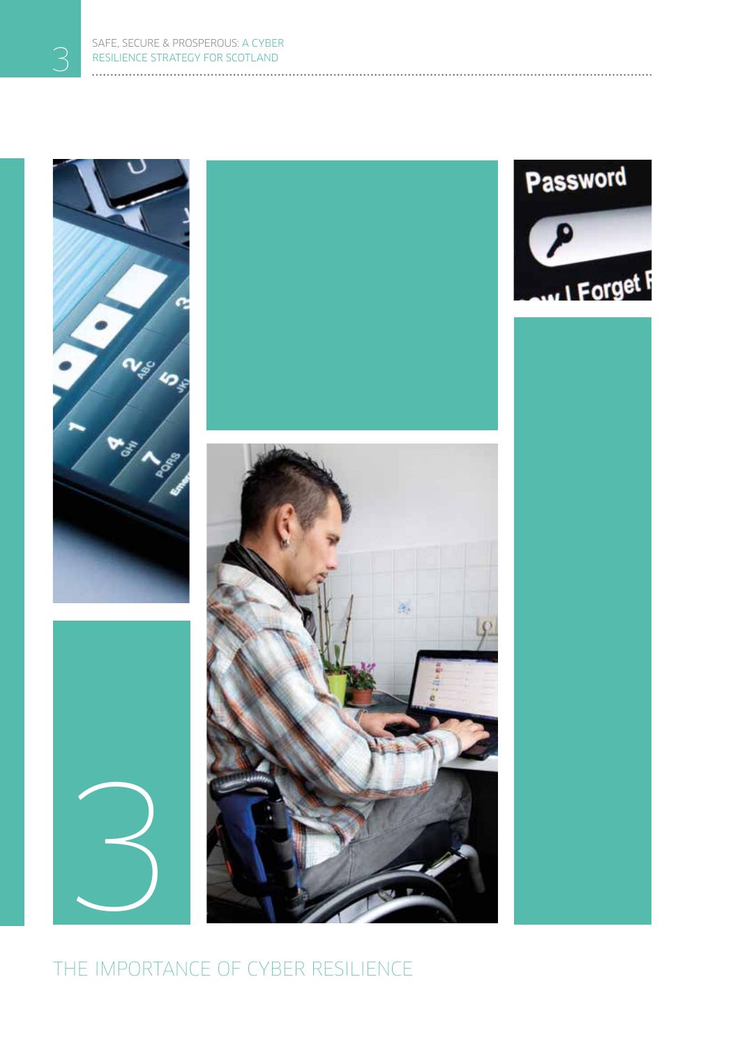# 3

# THE IMPORTANCE OF CYBER RESILIENCE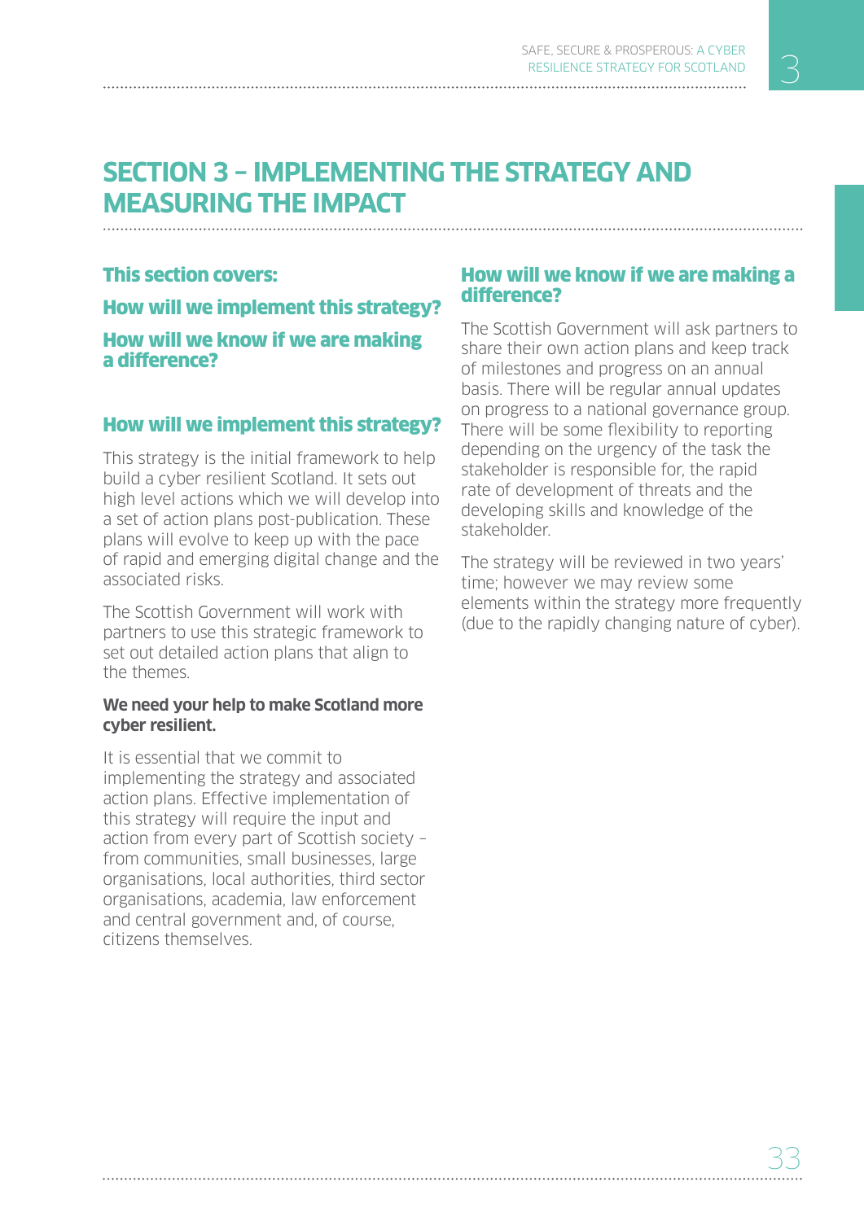# SECTION 3 – IMPLEMENTING THE STRATEGY AND MEASURING THE IMPACT

**This section covers:**

**How will we implement this strategy?**

**How will we know if we are making a difference?**

## How will we implement this strategy?

This strategy is the initial framework to help build a cyber resilient Scotland. It sets out high level actions which we will develop into a set of action plans post-publication. These plans will evolve to keep up with the pace of rapid and emerging digital change and the associated risks.

The Scottish Government will work with partners to use this strategic framework to set out detailed action plans that align to the themes.

**We need your help to make Scotland more cyber resilient.**

It is essential that we commit to implementing the strategy and associated action plans. Effective implementation of this strategy will require the input and action from every part of Scottish society – from communities, small businesses, large organisations, local authorities, third sector organisations, academia, law enforcement and central government and, of course, citizens themselves.

## How will we know if we are making a difference?

The Scottish Government will ask partners to share their own action plans and keep track of milestones and progress on an annual basis. There will be regular annual updates on progress to a national governance group. There will be some flexibility to reporting depending on the urgency of the task the stakeholder is responsible for, the rapid rate of development of threats and the developing skills and knowledge of the stakeholder.

The strategy will be reviewed in two years' time; however we may review some elements within the strategy more frequently (due to the rapidly changing nature of cyber).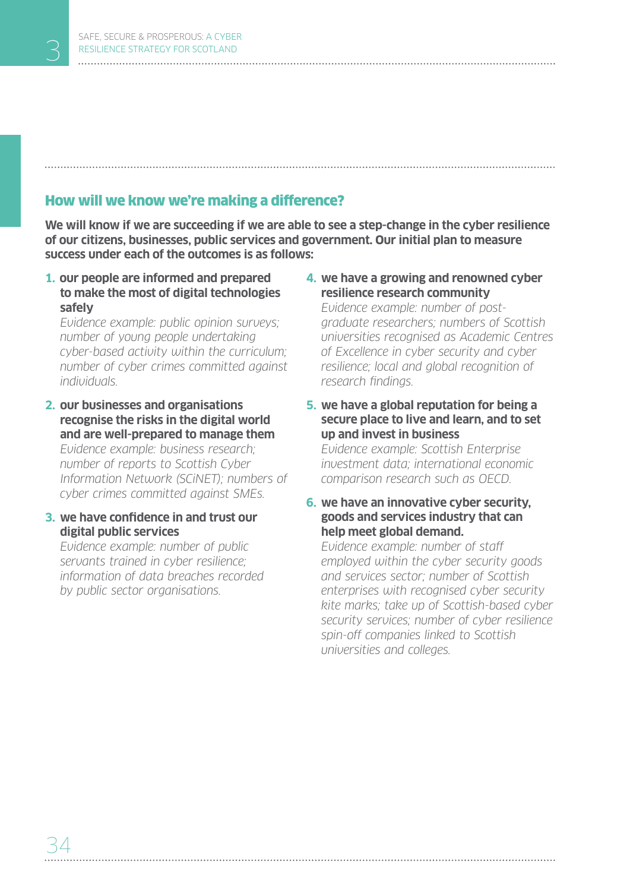## How will we know we're making a difference?

**We will know if we are succeeding if we are able to see a step-change in the cyber resilience of our citizens, businesses, public services and government. Our initial plan to measure success under each of the outcomes is as follows:**

1. **our people are informed and prepared to make the most of digital technologies safely**
   *Evidence example: public opinion surveys; number of young people undertaking cyber-based activity within the curriculum; number of cyber crimes committed against individuals.*

2. **our businesses and organisations recognise the risks in the digital world and are well-prepared to manage them**
   *Evidence example: business research; number of reports to Scottish Cyber Information Network (SCiNET); numbers of cyber crimes committed against SMEs.*

3. **we have confidence in and trust our digital public services**
   *Evidence example: number of public servants trained in cyber resilience; information of data breaches recorded by public sector organisations.*

4. **we have a growing and renowned cyber resilience research community**
   *Evidence example: number of post-graduate researchers; numbers of Scottish universities recognised as Academic Centres of Excellence in cyber security and cyber resilience; local and global recognition of research findings.*

5. **we have a global reputation for being a secure place to live and learn, and to set up and invest in business**
   *Evidence example: Scottish Enterprise investment data; international economic comparison research such as OECD.*

6. **we have an innovative cyber security, goods and services industry that can help meet global demand.**
   *Evidence example: number of staff employed within the cyber security goods and services sector; number of Scottish enterprises with recognised cyber security kite marks; take up of Scottish-based cyber security services; number of cyber resilience spin-off companies linked to Scottish universities and colleges.*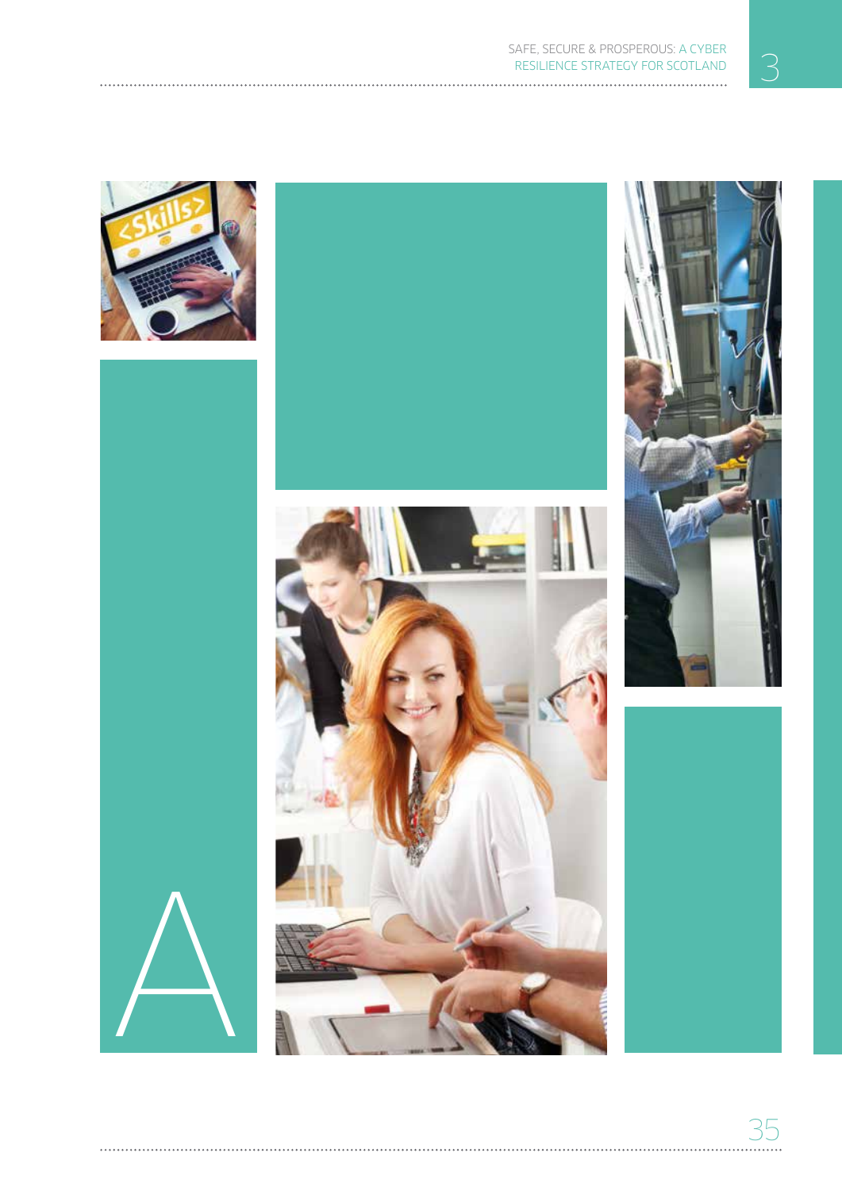# A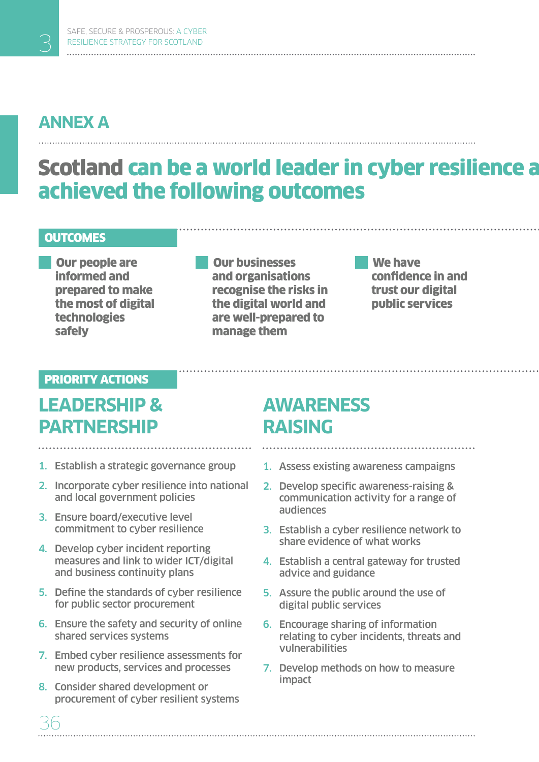# ANNEX A

## Scotland can be a world leader in cyber resilience a achieved the following outcomes

### OUTCOMES

- **Our people are informed and prepared to make the most of digital technologies safely**
- **Our businesses and organisations recognise the risks in the digital world and are well-prepared to manage them**
- **We have confidence in and trust our digital public services**

### PRIORITY ACTIONS

## LEADERSHIP & PARTNERSHIP

1. Establish a strategic governance group
2. Incorporate cyber resilience into national and local government policies
3. Ensure board/executive level commitment to cyber resilience
4. Develop cyber incident reporting measures and link to wider ICT/digital and business continuity plans
5. Define the standards of cyber resilience for public sector procurement
6. Ensure the safety and security of online shared services systems
7. Embed cyber resilience assessments for new products, services and processes
8. Consider shared development or procurement of cyber resilient systems

## AWARENESS RAISING

1. Assess existing awareness campaigns
2. Develop specific awareness-raising & communication activity for a range of audiences
3. Establish a cyber resilience network to share evidence of what works
4. Establish a central gateway for trusted advice and guidance
5. Assure the public around the use of digital public services
6. Encourage sharing of information relating to cyber incidents, threats and vulnerabilities
7. Develop methods on how to measure impact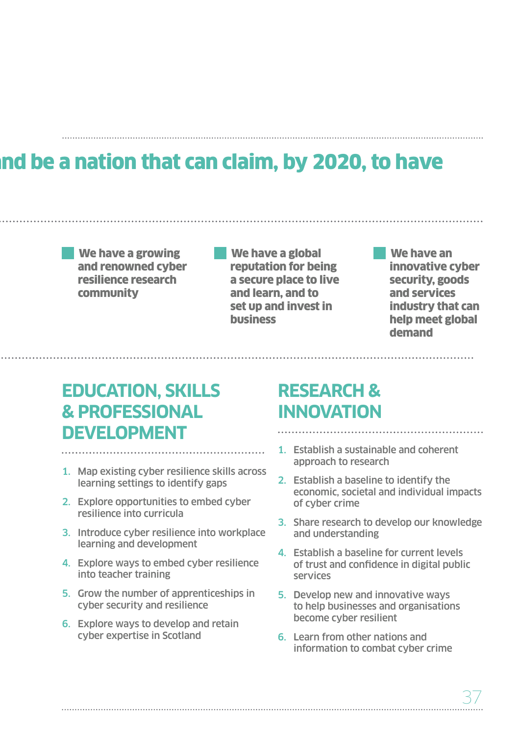## nd be a nation that can claim, by 2020, to have

- **We have a growing and renowned cyber resilience research community**
- **We have a global reputation for being a secure place to live and learn, and to set up and invest in business**
- **We have an innovative cyber security, goods and services industry that can help meet global demand**

## EDUCATION, SKILLS & PROFESSIONAL DEVELOPMENT

1. Map existing cyber resilience skills across learning settings to identify gaps
2. Explore opportunities to embed cyber resilience into curricula
3. Introduce cyber resilience into workplace learning and development
4. Explore ways to embed cyber resilience into teacher training
5. Grow the number of apprenticeships in cyber security and resilience
6. Explore ways to develop and retain cyber expertise in Scotland

## RESEARCH & INNOVATION

1. Establish a sustainable and coherent approach to research
2. Establish a baseline to identify the economic, societal and individual impacts of cyber crime
3. Share research to develop our knowledge and understanding
4. Establish a baseline for current levels of trust and confidence in digital public services
5. Develop new and innovative ways to help businesses and organisations become cyber resilient
6. Learn from other nations and information to combat cyber crime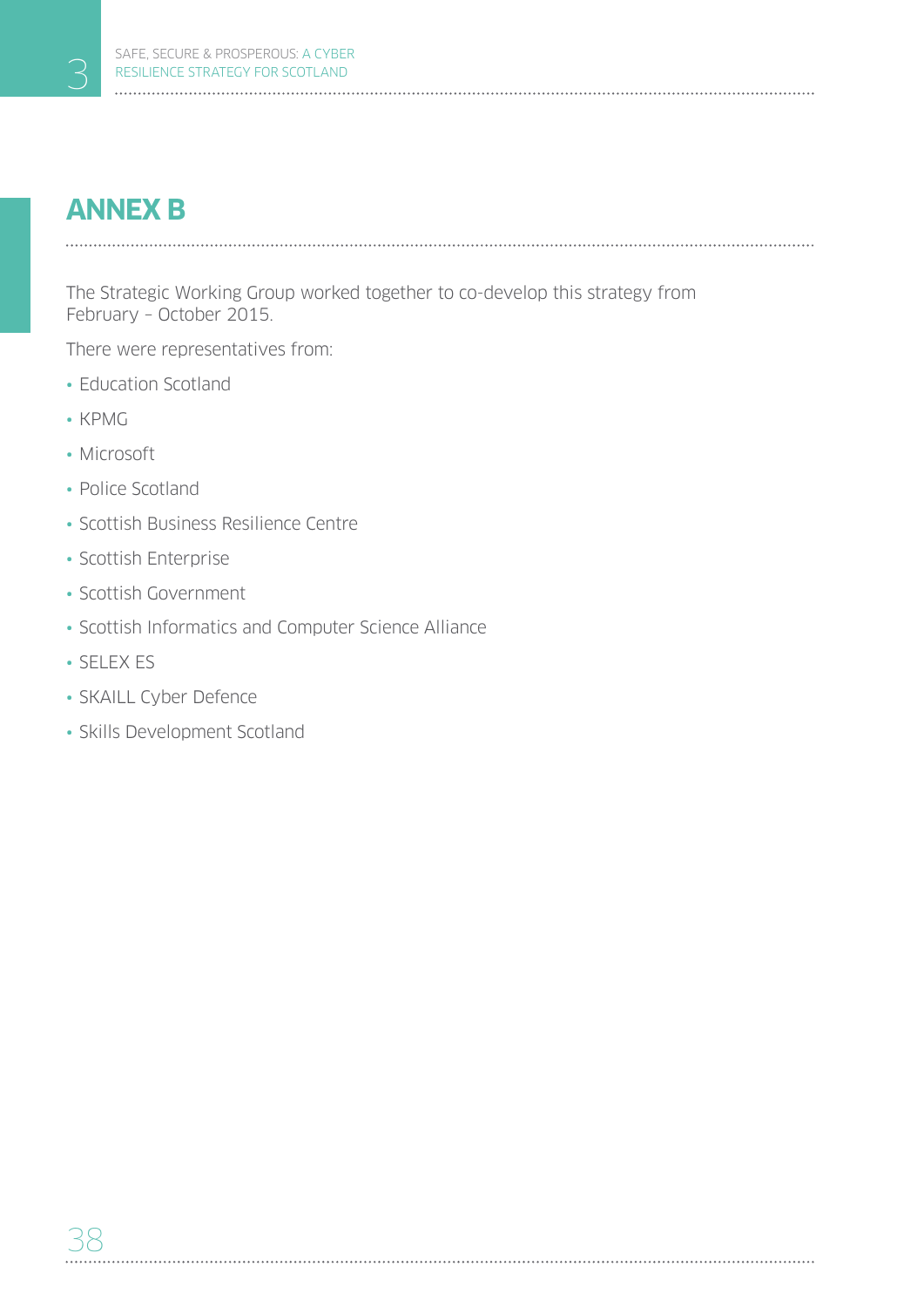## ANNEX B

The Strategic Working Group worked together to co-develop this strategy from February – October 2015.

There were representatives from:

- Education Scotland
- KPMG
- Microsoft
- Police Scotland
- Scottish Business Resilience Centre
- Scottish Enterprise
- Scottish Government
- Scottish Informatics and Computer Science Alliance
- SELEX ES
- SKAILL Cyber Defence
- Skills Development Scotland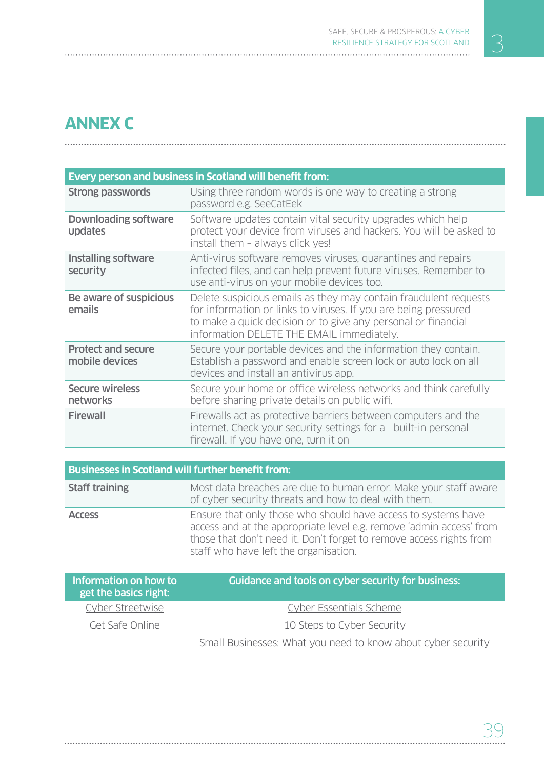# ANNEX C

| Every person and business in Scotland will benefit from: | |
|---|---|
| **Strong passwords** | Using three random words is one way to creating a strong password e.g. SeeCatEek |
| **Downloading software updates** | Software updates contain vital security upgrades which help protect your device from viruses and hackers. You will be asked to install them – always click yes! |
| **Installing software security** | Anti-virus software removes viruses, quarantines and repairs infected files, and can help prevent future viruses. Remember to use anti-virus on your mobile devices too. |
| **Be aware of suspicious emails** | Delete suspicious emails as they may contain fraudulent requests for information or links to viruses. If you are being pressured to make a quick decision or to give any personal or financial information DELETE THE EMAIL immediately. |
| **Protect and secure mobile devices** | Secure your portable devices and the information they contain. Establish a password and enable screen lock or auto lock on all devices and install an antivirus app. |
| **Secure wireless networks** | Secure your home or office wireless networks and think carefully before sharing private details on public wifi. |
| **Firewall** | Firewalls act as protective barriers between computers and the internet. Check your security settings for a built-in personal firewall. If you have one, turn it on |

| Businesses in Scotland will further benefit from: | |
|---|---|
| **Staff training** | Most data breaches are due to human error. Make your staff aware of cyber security threats and how to deal with them. |
| **Access** | Ensure that only those who should have access to systems have access and at the appropriate level e.g. remove 'admin access' from those that don't need it. Don't forget to remove access rights from staff who have left the organisation. |

| Information on how to get the basics right: | Guidance and tools on cyber security for business: |
|---|---|
| Cyber Streetwise | Cyber Essentials Scheme |
| Get Safe Online | 10 Steps to Cyber Security |
| | Small Businesses: What you need to know about cyber security |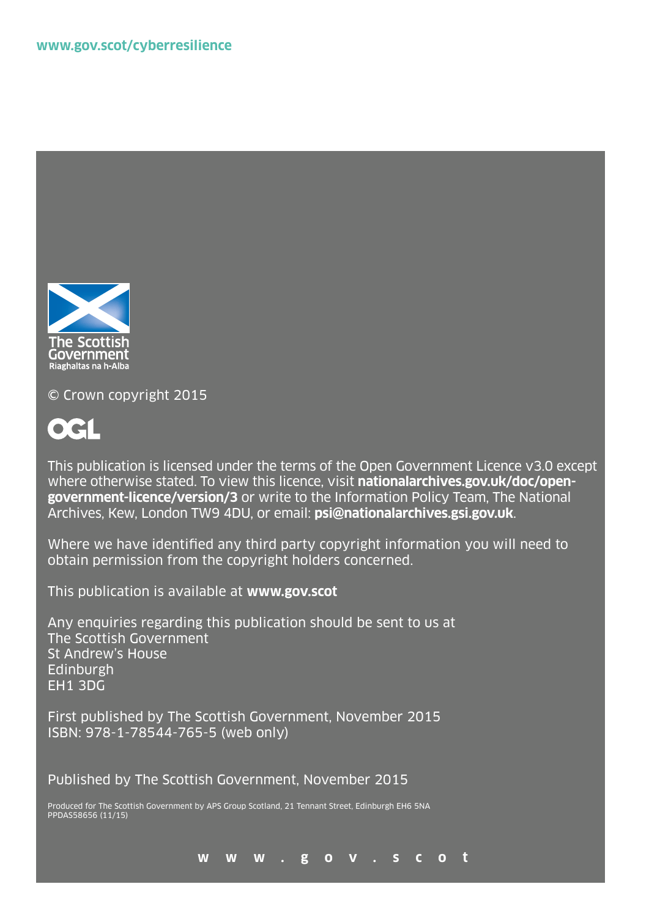www.gov.scot/cyberresilience

The Scottish Government
Riaghaltas na h-Alba

© Crown copyright 2015

OGL

This publication is licensed under the terms of the Open Government Licence v3.0 except where otherwise stated. To view this licence, visit **nationalarchives.gov.uk/doc/open-government-licence/version/3** or write to the Information Policy Team, The National Archives, Kew, London TW9 4DU, or email: **psi@nationalarchives.gsi.gov.uk**.

Where we have identified any third party copyright information you will need to obtain permission from the copyright holders concerned.

This publication is available at **www.gov.scot**

Any enquiries regarding this publication should be sent to us at
The Scottish Government
St Andrew's House
Edinburgh
EH1 3DG

First published by The Scottish Government, November 2015
ISBN: 978-1-78544-765-5 (web only)

Published by The Scottish Government, November 2015

Produced for The Scottish Government by APS Group Scotland, 21 Tennant Street, Edinburgh EH6 5NA
PPDAS58656 (11/15)

**w w w . g o v . s c o t**